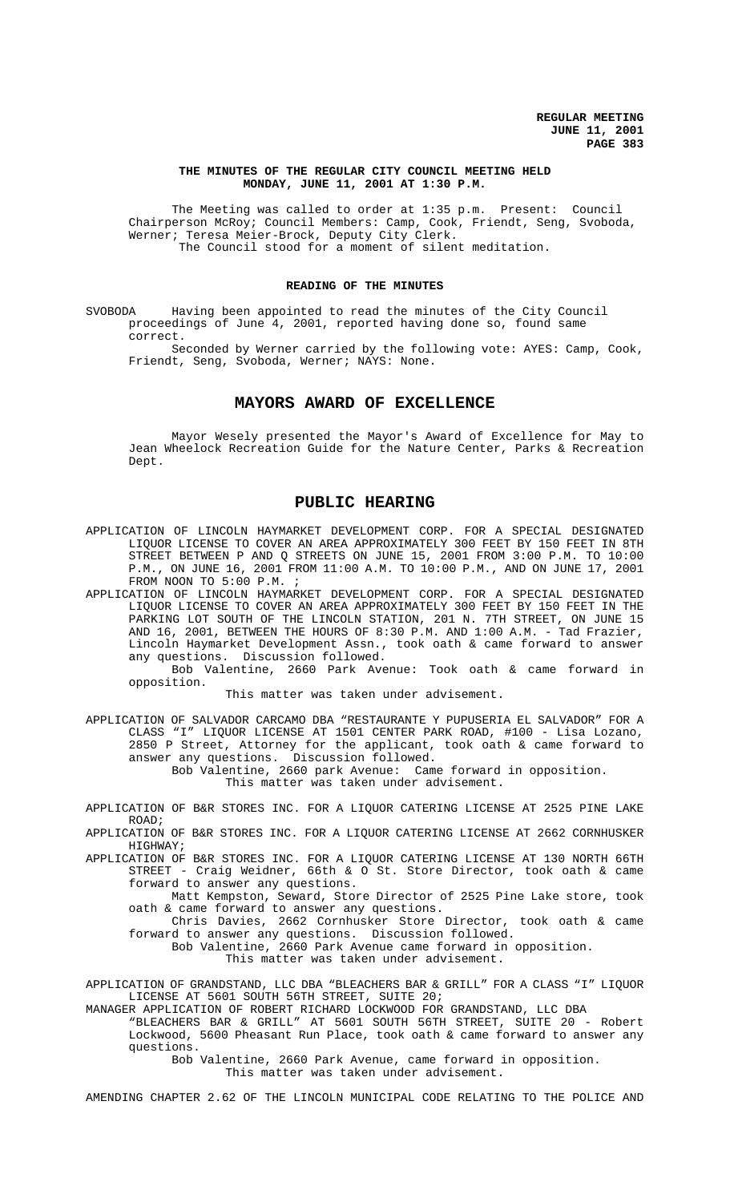**THE MINUTES OF THE REGULAR CITY COUNCIL MEETING HELD MONDAY, JUNE 11, 2001 AT 1:30 P.M.**

The Meeting was called to order at 1:35 p.m. Present: Council Chairperson McRoy; Council Members: Camp, Cook, Friendt, Seng, Svoboda, Werner; Teresa Meier-Brock, Deputy City Clerk.

The Council stood for a moment of silent meditation.

**READING OF THE MINUTES**

SVOBODA Having been appointed to read the minutes of the City Council proceedings of June 4, 2001, reported having done so, found same correct.

Seconded by Werner carried by the following vote: AYES: Camp, Cook, Friendt, Seng, Svoboda, Werner; NAYS: None.

# MAYORS AWARD OF EXCELLENCE

Mayor Wesely presented the Mayor's Award of Excellence for May to Jean Wheelock Recreation Guide for the Nature Center, Parks & Recreation Dept.

# PUBLIC HEARING

APPLICATION OF LINCOLN HAYMARKET DEVELOPMENT CORP. FOR A SPECIAL DESIGNATED LIQUOR LICENSE TO COVER AN AREA APPROXIMATELY 300 FEET BY 150 FEET IN 8TH STREET BETWEEN P AND Q STREETS ON JUNE 15, 2001 FROM 3:00 P.M. TO 10:00 P.M., ON JUNE 16, 2001 FROM 11:00 A.M. TO 10:00 P.M., AND ON JUNE 17, 2001 FROM NOON TO 5:00 P.M. ;

APPLICATION OF LINCOLN HAYMARKET DEVELOPMENT CORP. FOR A SPECIAL DESIGNATED LIQUOR LICENSE TO COVER AN AREA APPROXIMATELY 300 FEET BY 150 FEET IN THE PARKING LOT SOUTH OF THE LINCOLN STATION, 201 N. 7TH STREET, ON JUNE 15 AND 16, 2001, BETWEEN THE HOURS OF 8:30 P.M. AND 1:00 A.M. - Tad Frazier, Lincoln Haymarket Development Assn., took oath & came forward to answer any questions. Discussion followed.

Bob Valentine, 2660 Park Avenue: Took oath & came forward in opposition.

This matter was taken under advisement.

APPLICATION OF SALVADOR CARCAMO DBA "RESTAURANTE Y PUPUSERIA EL SALVADOR" FOR A CLASS "I" LIQUOR LICENSE AT 1501 CENTER PARK ROAD, #100 - Lisa Lozano, 2850 P Street, Attorney for the applicant, took oath & came forward to answer any questions. Discussion followed.

Bob Valentine, 2660 park Avenue: Came forward in opposition.

This matter was taken under advisement.

APPLICATION OF B&R STORES INC. FOR A LIQUOR CATERING LICENSE AT 2525 PINE LAKE ROAD;

APPLICATION OF B&R STORES INC. FOR A LIQUOR CATERING LICENSE AT 2662 CORNHUSKER HIGHWAY;

APPLICATION OF B&R STORES INC. FOR A LIQUOR CATERING LICENSE AT 130 NORTH 66TH STREET - Craig Weidner, 66th & O St. Store Director, took oath & came forward to answer any questions.

Matt Kempston, Seward, Store Director of 2525 Pine Lake store, took oath & came forward to answer any questions.

Chris Davies, 2662 Cornhusker Store Director, took oath & came forward to answer any questions. Discussion followed.

Bob Valentine, 2660 Park Avenue came forward in opposition.

This matter was taken under advisement.

APPLICATION OF GRANDSTAND, LLC DBA "BLEACHERS BAR & GRILL" FOR A CLASS "I" LIQUOR LICENSE AT 5601 SOUTH 56TH STREET, SUITE 20;

MANAGER APPLICATION OF ROBERT RICHARD LOCKWOOD FOR GRANDSTAND, LLC DBA "BLEACHERS BAR & GRILL" AT 5601 SOUTH 56TH STREET, SUITE 20 - Robert Lockwood, 5600 Pheasant Run Place, took oath & came forward to answer any questions.

Bob Valentine, 2660 Park Avenue, came forward in opposition.

This matter was taken under advisement.

AMENDING CHAPTER 2.62 OF THE LINCOLN MUNICIPAL CODE RELATING TO THE POLICE AND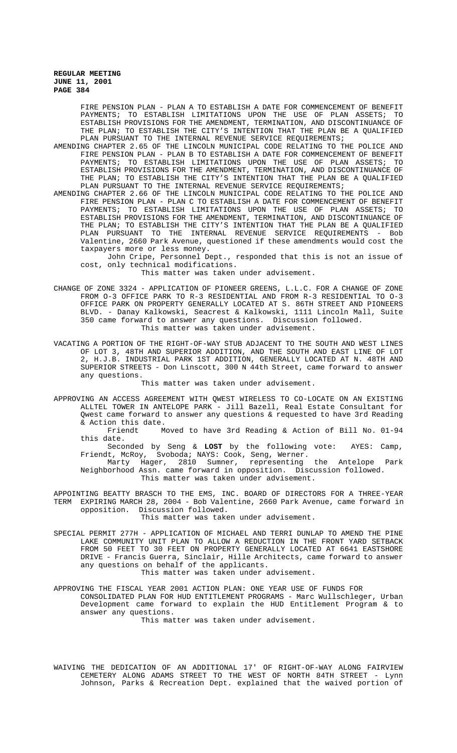FIRE PENSION PLAN - PLAN A TO ESTABLISH A DATE FOR COMMENCEMENT OF BENEFIT PAYMENTS; TO ESTABLISH LIMITATIONS UPON THE USE OF PLAN ASSETS; TO ESTABLISH PROVISIONS FOR THE AMENDMENT, TERMINATION, AND DISCONTINUANCE OF THE PLAN; TO ESTABLISH THE CITY'S INTENTION THAT THE PLAN BE A QUALIFIED PLAN PURSUANT TO THE INTERNAL REVENUE SERVICE REQUIREMENTS;

AMENDING CHAPTER 2.65 OF THE LINCOLN MUNICIPAL CODE RELATING TO THE POLICE AND FIRE PENSION PLAN - PLAN B TO ESTABLISH A DATE FOR COMMENCEMENT OF BENEFIT PAYMENTS; TO ESTABLISH LIMITATIONS UPON THE USE OF PLAN ASSETS; TO ESTABLISH PROVISIONS FOR THE AMENDMENT, TERMINATION, AND DISCONTINUANCE OF THE PLAN; TO ESTABLISH THE CITY'S INTENTION THAT THE PLAN BE A QUALIFIED PLAN PURSUANT TO THE INTERNAL REVENUE SERVICE REQUIREMENTS;

AMENDING CHAPTER 2.66 OF THE LINCOLN MUNICIPAL CODE RELATING TO THE POLICE AND FIRE PENSION PLAN - PLAN C TO ESTABLISH A DATE FOR COMMENCEMENT OF BENEFIT PAYMENTS; TO ESTABLISH LIMITATIONS UPON THE USE OF PLAN ASSETS; TO ESTABLISH PROVISIONS FOR THE AMENDMENT, TERMINATION, AND DISCONTINUANCE OF THE PLAN; TO ESTABLISH THE CITY'S INTENTION THAT THE PLAN BE A QUALIFIED PLAN PURSUANT TO THE INTERNAL REVENUE SERVICE REQUIREMENTS - Bob Valentine, 2660 Park Avenue, questioned if these amendments would cost the taxpayers more or less money.

John Cripe, Personnel Dept., responded that this is not an issue of cost, only technical modifications.

This matter was taken under advisement.

CHANGE OF ZONE 3324 - APPLICATION OF PIONEER GREENS, L.L.C. FOR A CHANGE OF ZONE FROM O-3 OFFICE PARK TO R-3 RESIDENTIAL AND FROM R-3 RESIDENTIAL TO O-3 OFFICE PARK ON PROPERTY GENERALLY LOCATED AT S. 86TH STREET AND PIONEERS BLVD. - Danay Kalkowski, Seacrest & Kalkowski, 1111 Lincoln Mall, Suite 350 came forward to answer any questions. Discussion followed.

This matter was taken under advisement.

VACATING A PORTION OF THE RIGHT-OF-WAY STUB ADJACENT TO THE SOUTH AND WEST LINES OF LOT 3, 48TH AND SUPERIOR ADDITION, AND THE SOUTH AND EAST LINE OF LOT 2, H.J.B. INDUSTRIAL PARK 1ST ADDITION, GENERALLY LOCATED AT N. 48TH AND SUPERIOR STREETS - Don Linscott, 300 N 44th Street, came forward to answer any questions.

This matter was taken under advisement.

APPROVING AN ACCESS AGREEMENT WITH QWEST WIRELESS TO CO-LOCATE ON AN EXISTING ALLTEL TOWER IN ANTELOPE PARK - Jill Bazell, Real Estate Consultant for Qwest came forward to answer any questions & requested to have 3rd Reading & Action this date.

Friendt Moved to have 3rd Reading & Action of Bill No. 01-94 this date.

Seconded by Seng & **LOST** by the following vote: AYES: Camp, Friendt, McRoy, Svoboda; NAYS: Cook, Seng, Werner.

Marty Hager, 2810 Sumner, representing the Antelope Park Neighborhood Assn. came forward in opposition. Discussion followed.

This matter was taken under advisement.

APPOINTING BEATTY BRASCH TO THE EMS, INC. BOARD OF DIRECTORS FOR A THREE-YEAR TERM EXPIRING MARCH 28, 2004 - Bob Valentine, 2660 Park Avenue, came forward in opposition. Discussion followed.

This matter was taken under advisement.

SPECIAL PERMIT 277H - APPLICATION OF MICHAEL AND TERRI DUNLAP TO AMEND THE PINE LAKE COMMUNITY UNIT PLAN TO ALLOW A REDUCTION IN THE FRONT YARD SETBACK FROM 50 FEET TO 30 FEET ON PROPERTY GENERALLY LOCATED AT 6641 EASTSHORE DRIVE - Francis Guerra, Sinclair, Hille Architects, came forward to answer any questions on behalf of the applicants.

This matter was taken under advisement.

APPROVING THE FISCAL YEAR 2001 ACTION PLAN: ONE YEAR USE OF FUNDS FOR CONSOLIDATED PLAN FOR HUD ENTITLEMENT PROGRAMS - Marc Wullschleger, Urban Development came forward to explain the HUD Entitlement Program & to answer any questions.

This matter was taken under advisement.

WAIVING THE DEDICATION OF AN ADDITIONAL 17' OF RIGHT-OF-WAY ALONG FAIRVIEW CEMETERY ALONG ADAMS STREET TO THE WEST OF NORTH 84TH STREET - Lynn Johnson, Parks & Recreation Dept. explained that the waived portion of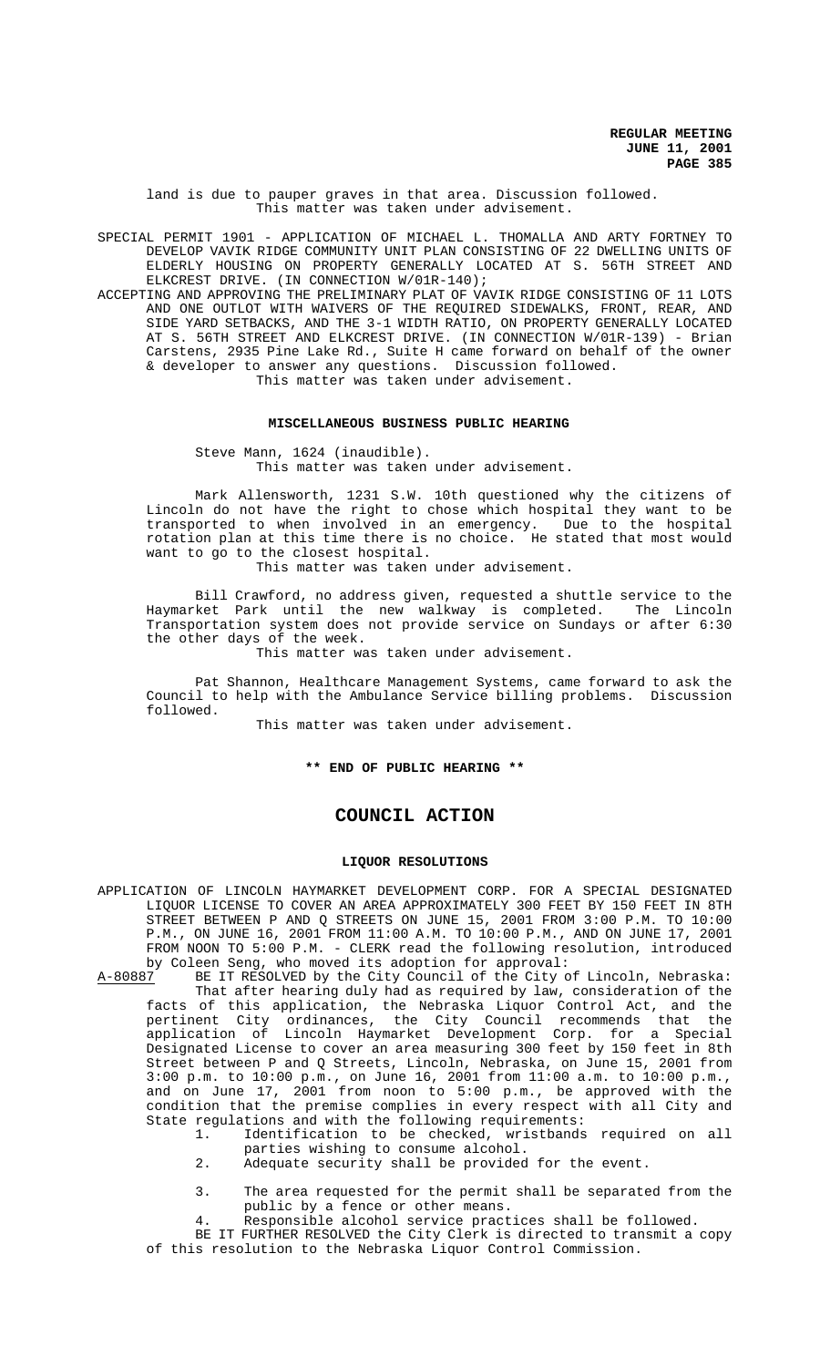land is due to pauper graves in that area. Discussion followed.
This matter was taken under advisement.

SPECIAL PERMIT 1901 - APPLICATION OF MICHAEL L. THOMALLA AND ARTY FORTNEY TO DEVELOP VAVIK RIDGE COMMUNITY UNIT PLAN CONSISTING OF 22 DWELLING UNITS OF ELDERLY HOUSING ON PROPERTY GENERALLY LOCATED AT S. 56TH STREET AND ELKCREST DRIVE. (IN CONNECTION W/01R-140);

ACCEPTING AND APPROVING THE PRELIMINARY PLAT OF VAVIK RIDGE CONSISTING OF 11 LOTS AND ONE OUTLOT WITH WAIVERS OF THE REQUIRED SIDEWALKS, FRONT, REAR, AND SIDE YARD SETBACKS, AND THE 3-1 WIDTH RATIO, ON PROPERTY GENERALLY LOCATED AT S. 56TH STREET AND ELKCREST DRIVE. (IN CONNECTION W/01R-139) - Brian Carstens, 2935 Pine Lake Rd., Suite H came forward on behalf of the owner & developer to answer any questions. Discussion followed.
This matter was taken under advisement.

## MISCELLANEOUS BUSINESS PUBLIC HEARING

Steve Mann, 1624 (inaudible).
This matter was taken under advisement.

Mark Allensworth, 1231 S.W. 10th questioned why the citizens of Lincoln do not have the right to chose which hospital they want to be transported to when involved in an emergency. Due to the hospital rotation plan at this time there is no choice. He stated that most would want to go to the closest hospital.
This matter was taken under advisement.

Bill Crawford, no address given, requested a shuttle service to the Haymarket Park until the new walkway is completed. The Lincoln Transportation system does not provide service on Sundays or after 6:30 the other days of the week.
This matter was taken under advisement.

Pat Shannon, Healthcare Management Systems, came forward to ask the Council to help with the Ambulance Service billing problems. Discussion followed.
This matter was taken under advisement.

**\*\* END OF PUBLIC HEARING \*\***

# COUNCIL ACTION

## LIQUOR RESOLUTIONS

APPLICATION OF LINCOLN HAYMARKET DEVELOPMENT CORP. FOR A SPECIAL DESIGNATED LIQUOR LICENSE TO COVER AN AREA APPROXIMATELY 300 FEET BY 150 FEET IN 8TH STREET BETWEEN P AND Q STREETS ON JUNE 15, 2001 FROM 3:00 P.M. TO 10:00 P.M., ON JUNE 16, 2001 FROM 11:00 A.M. TO 10:00 P.M., AND ON JUNE 17, 2001 FROM NOON TO 5:00 P.M. - CLERK read the following resolution, introduced by Coleen Seng, who moved its adoption for approval:

A-80887 BE IT RESOLVED by the City Council of the City of Lincoln, Nebraska:

That after hearing duly had as required by law, consideration of the facts of this application, the Nebraska Liquor Control Act, and the pertinent City ordinances, the City Council recommends that the application of Lincoln Haymarket Development Corp. for a Special Designated License to cover an area measuring 300 feet by 150 feet in 8th Street between P and Q Streets, Lincoln, Nebraska, on June 15, 2001 from 3:00 p.m. to 10:00 p.m., on June 16, 2001 from 11:00 a.m. to 10:00 p.m., and on June 17, 2001 from noon to 5:00 p.m., be approved with the condition that the premise complies in every respect with all City and State regulations and with the following requirements:

1. Identification to be checked, wristbands required on all parties wishing to consume alcohol.
2. Adequate security shall be provided for the event.
3. The area requested for the permit shall be separated from the public by a fence or other means.
4. Responsible alcohol service practices shall be followed.

BE IT FURTHER RESOLVED the City Clerk is directed to transmit a copy of this resolution to the Nebraska Liquor Control Commission.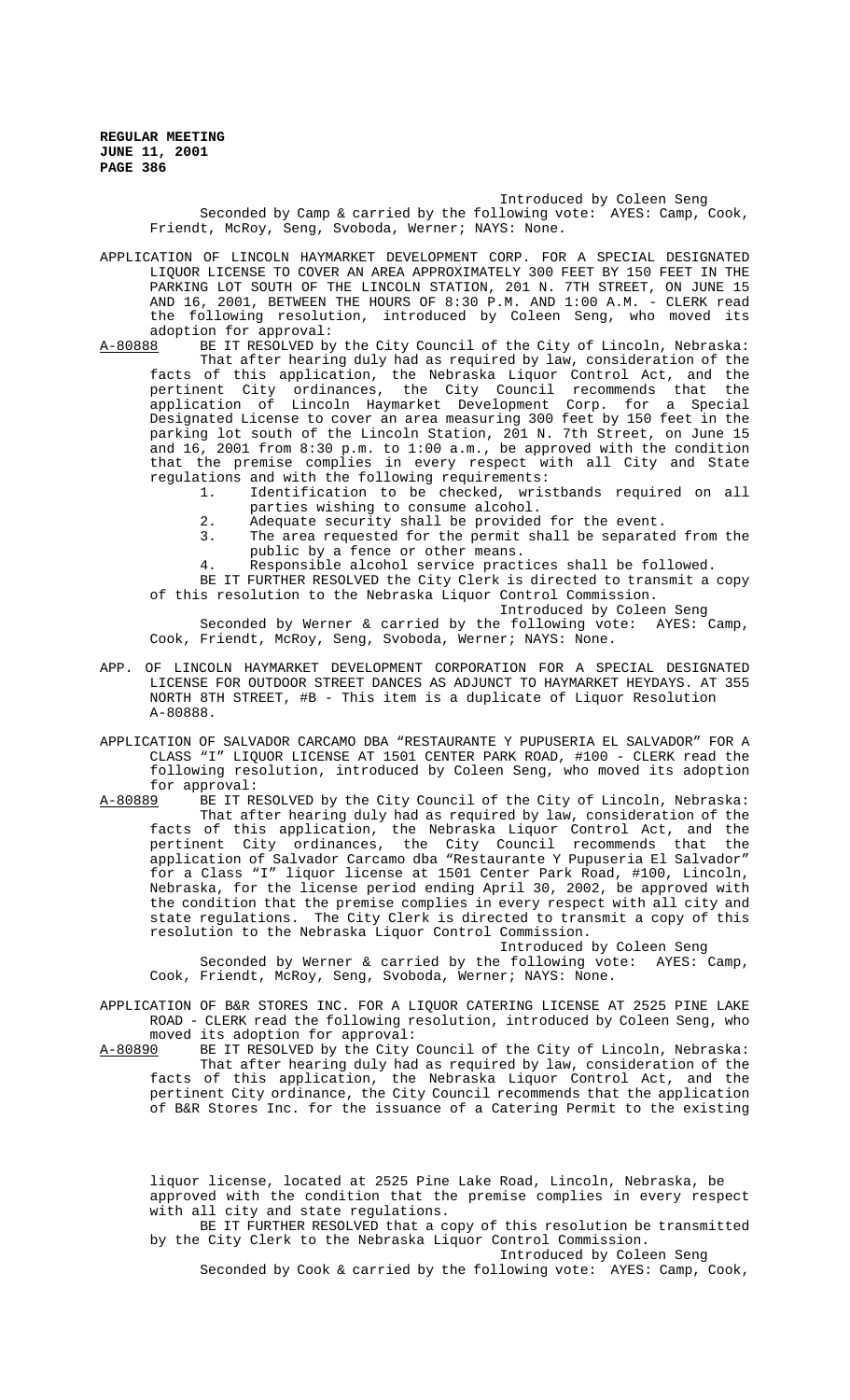Introduced by Coleen Seng

Seconded by Camp & carried by the following vote: AYES: Camp, Cook, Friendt, McRoy, Seng, Svoboda, Werner; NAYS: None.

APPLICATION OF LINCOLN HAYMARKET DEVELOPMENT CORP. FOR A SPECIAL DESIGNATED LIQUOR LICENSE TO COVER AN AREA APPROXIMATELY 300 FEET BY 150 FEET IN THE PARKING LOT SOUTH OF THE LINCOLN STATION, 201 N. 7TH STREET, ON JUNE 15 AND 16, 2001, BETWEEN THE HOURS OF 8:30 P.M. AND 1:00 A.M. - CLERK read the following resolution, introduced by Coleen Seng, who moved its adoption for approval:

A-80888 BE IT RESOLVED by the City Council of the City of Lincoln, Nebraska:

That after hearing duly had as required by law, consideration of the facts of this application, the Nebraska Liquor Control Act, and the pertinent City ordinances, the City Council recommends that the application of Lincoln Haymarket Development Corp. for a Special Designated License to cover an area measuring 300 feet by 150 feet in the parking lot south of the Lincoln Station, 201 N. 7th Street, on June 15 and 16, 2001 from 8:30 p.m. to 1:00 a.m., be approved with the condition that the premise complies in every respect with all City and State regulations and with the following requirements:

1. Identification to be checked, wristbands required on all parties wishing to consume alcohol.
2. Adequate security shall be provided for the event.
3. The area requested for the permit shall be separated from the public by a fence or other means.
4. Responsible alcohol service practices shall be followed.

BE IT FURTHER RESOLVED the City Clerk is directed to transmit a copy of this resolution to the Nebraska Liquor Control Commission.

Introduced by Coleen Seng

Seconded by Werner & carried by the following vote: AYES: Camp, Cook, Friendt, McRoy, Seng, Svoboda, Werner; NAYS: None.

APP. OF LINCOLN HAYMARKET DEVELOPMENT CORPORATION FOR A SPECIAL DESIGNATED LICENSE FOR OUTDOOR STREET DANCES AS ADJUNCT TO HAYMARKET HEYDAYS. AT 355 NORTH 8TH STREET, #B - This item is a duplicate of Liquor Resolution A-80888.

APPLICATION OF SALVADOR CARCAMO DBA "RESTAURANTE Y PUPUSERIA EL SALVADOR" FOR A CLASS "I" LIQUOR LICENSE AT 1501 CENTER PARK ROAD, #100 - CLERK read the following resolution, introduced by Coleen Seng, who moved its adoption for approval:

A-80889 BE IT RESOLVED by the City Council of the City of Lincoln, Nebraska:

That after hearing duly had as required by law, consideration of the facts of this application, the Nebraska Liquor Control Act, and the pertinent City ordinances, the City Council recommends that the application of Salvador Carcamo dba "Restaurante Y Pupuseria El Salvador" for a Class "I" liquor license at 1501 Center Park Road, #100, Lincoln, Nebraska, for the license period ending April 30, 2002, be approved with the condition that the premise complies in every respect with all city and state regulations. The City Clerk is directed to transmit a copy of this resolution to the Nebraska Liquor Control Commission.

Introduced by Coleen Seng

Seconded by Werner & carried by the following vote: AYES: Camp, Cook, Friendt, McRoy, Seng, Svoboda, Werner; NAYS: None.

APPLICATION OF B&R STORES INC. FOR A LIQUOR CATERING LICENSE AT 2525 PINE LAKE ROAD - CLERK read the following resolution, introduced by Coleen Seng, who moved its adoption for approval:

A-80890 BE IT RESOLVED by the City Council of the City of Lincoln, Nebraska:

That after hearing duly had as required by law, consideration of the facts of this application, the Nebraska Liquor Control Act, and the pertinent City ordinance, the City Council recommends that the application of B&R Stores Inc. for the issuance of a Catering Permit to the existing liquor license, located at 2525 Pine Lake Road, Lincoln, Nebraska, be approved with the condition that the premise complies in every respect with all city and state regulations.

BE IT FURTHER RESOLVED that a copy of this resolution be transmitted by the City Clerk to the Nebraska Liquor Control Commission.

Introduced by Coleen Seng

Seconded by Cook & carried by the following vote: AYES: Camp, Cook,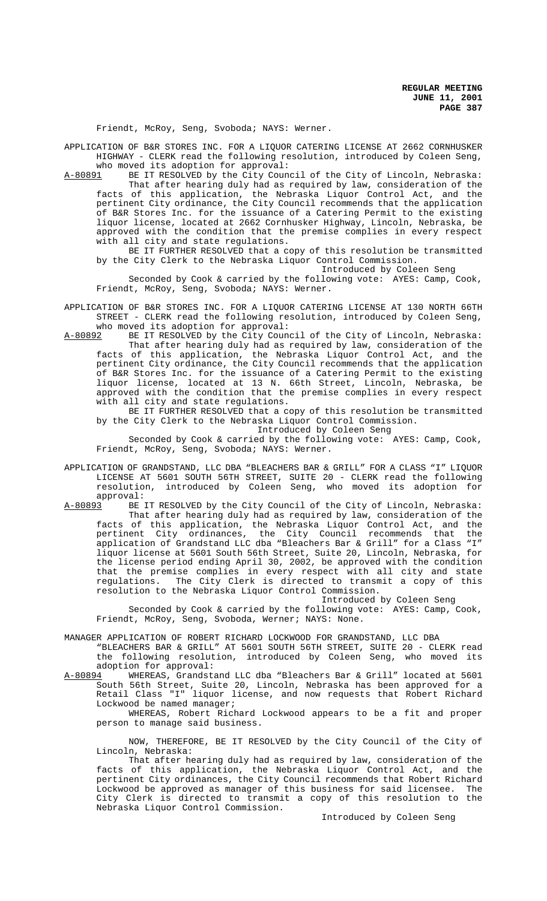Friendt, McRoy, Seng, Svoboda; NAYS: Werner.

APPLICATION OF B&R STORES INC. FOR A LIQUOR CATERING LICENSE AT 2662 CORNHUSKER HIGHWAY - CLERK read the following resolution, introduced by Coleen Seng, who moved its adoption for approval:

A-80891 BE IT RESOLVED by the City Council of the City of Lincoln, Nebraska:

That after hearing duly had as required by law, consideration of the facts of this application, the Nebraska Liquor Control Act, and the pertinent City ordinance, the City Council recommends that the application of B&R Stores Inc. for the issuance of a Catering Permit to the existing liquor license, located at 2662 Cornhusker Highway, Lincoln, Nebraska, be approved with the condition that the premise complies in every respect with all city and state regulations.

BE IT FURTHER RESOLVED that a copy of this resolution be transmitted by the City Clerk to the Nebraska Liquor Control Commission.

Introduced by Coleen Seng

Seconded by Cook & carried by the following vote: AYES: Camp, Cook, Friendt, McRoy, Seng, Svoboda; NAYS: Werner.

APPLICATION OF B&R STORES INC. FOR A LIQUOR CATERING LICENSE AT 130 NORTH 66TH STREET - CLERK read the following resolution, introduced by Coleen Seng, who moved its adoption for approval:

A-80892 BE IT RESOLVED by the City Council of the City of Lincoln, Nebraska:

That after hearing duly had as required by law, consideration of the facts of this application, the Nebraska Liquor Control Act, and the pertinent City ordinance, the City Council recommends that the application of B&R Stores Inc. for the issuance of a Catering Permit to the existing liquor license, located at 13 N. 66th Street, Lincoln, Nebraska, be approved with the condition that the premise complies in every respect with all city and state regulations.

BE IT FURTHER RESOLVED that a copy of this resolution be transmitted by the City Clerk to the Nebraska Liquor Control Commission.

Introduced by Coleen Seng

Seconded by Cook & carried by the following vote: AYES: Camp, Cook, Friendt, McRoy, Seng, Svoboda; NAYS: Werner.

APPLICATION OF GRANDSTAND, LLC DBA "BLEACHERS BAR & GRILL" FOR A CLASS "I" LIQUOR LICENSE AT 5601 SOUTH 56TH STREET, SUITE 20 - CLERK read the following resolution, introduced by Coleen Seng, who moved its adoption for approval:

A-80893 BE IT RESOLVED by the City Council of the City of Lincoln, Nebraska:

That after hearing duly had as required by law, consideration of the facts of this application, the Nebraska Liquor Control Act, and the pertinent City ordinances, the City Council recommends that the application of Grandstand LLC dba "Bleachers Bar & Grill" for a Class "I" liquor license at 5601 South 56th Street, Suite 20, Lincoln, Nebraska, for the license period ending April 30, 2002, be approved with the condition that the premise complies in every respect with all city and state regulations. The City Clerk is directed to transmit a copy of this resolution to the Nebraska Liquor Control Commission.

Introduced by Coleen Seng

Seconded by Cook & carried by the following vote: AYES: Camp, Cook, Friendt, McRoy, Seng, Svoboda, Werner; NAYS: None.

MANAGER APPLICATION OF ROBERT RICHARD LOCKWOOD FOR GRANDSTAND, LLC DBA "BLEACHERS BAR & GRILL" AT 5601 SOUTH 56TH STREET, SUITE 20 - CLERK read the following resolution, introduced by Coleen Seng, who moved its adoption for approval:

A-80894 WHEREAS, Grandstand LLC dba "Bleachers Bar & Grill" located at 5601 South 56th Street, Suite 20, Lincoln, Nebraska has been approved for a Retail Class "I" liquor license, and now requests that Robert Richard Lockwood be named manager;

WHEREAS, Robert Richard Lockwood appears to be a fit and proper person to manage said business.

NOW, THEREFORE, BE IT RESOLVED by the City Council of the City of Lincoln, Nebraska:

That after hearing duly had as required by law, consideration of the facts of this application, the Nebraska Liquor Control Act, and the pertinent City ordinances, the City Council recommends that Robert Richard Lockwood be approved as manager of this business for said licensee. The City Clerk is directed to transmit a copy of this resolution to the Nebraska Liquor Control Commission.

Introduced by Coleen Seng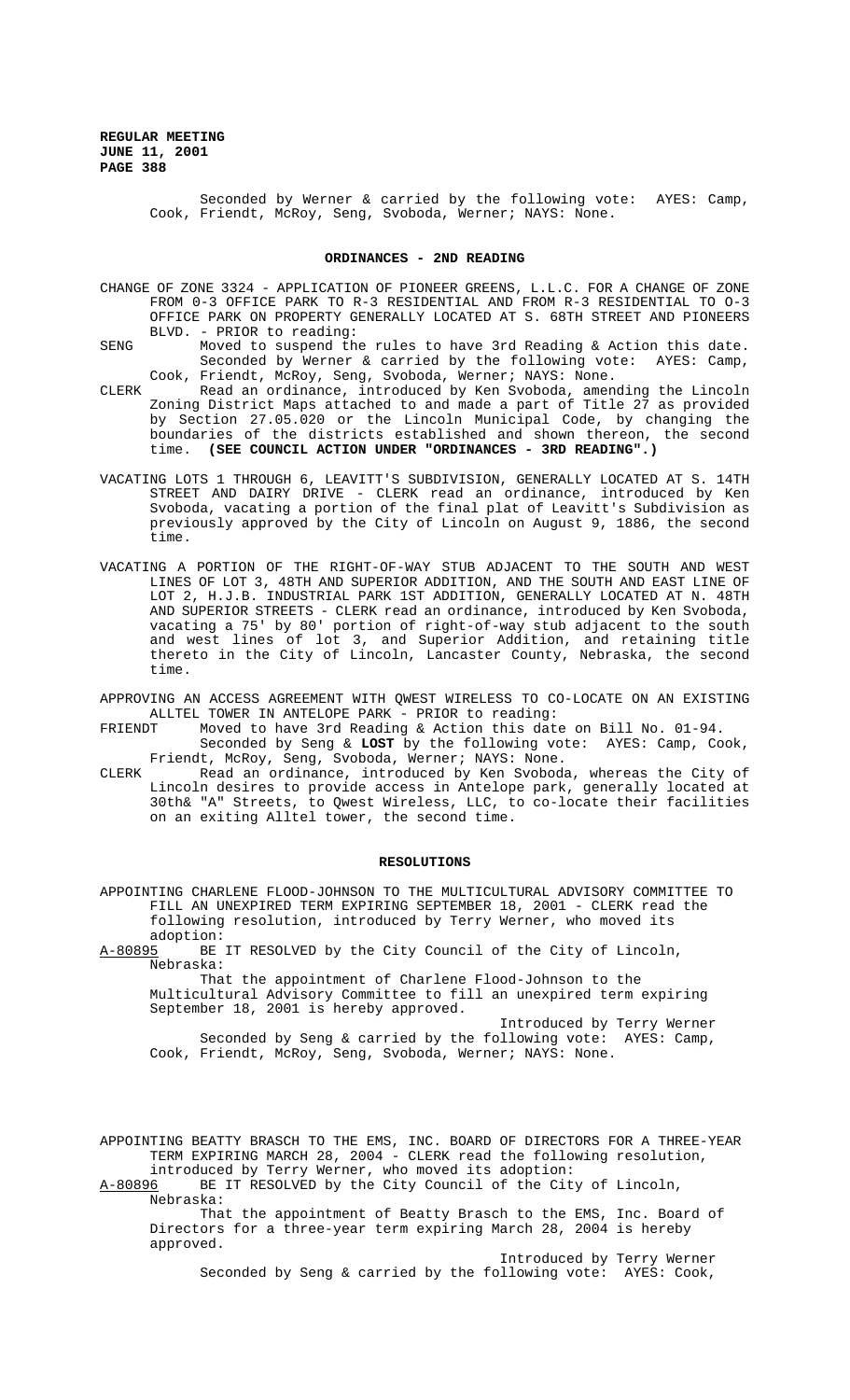Seconded by Werner & carried by the following vote: AYES: Camp, Cook, Friendt, McRoy, Seng, Svoboda, Werner; NAYS: None.

## ORDINANCES - 2ND READING

CHANGE OF ZONE 3324 - APPLICATION OF PIONEER GREENS, L.L.C. FOR A CHANGE OF ZONE FROM O-3 OFFICE PARK TO R-3 RESIDENTIAL AND FROM R-3 RESIDENTIAL TO O-3 OFFICE PARK ON PROPERTY GENERALLY LOCATED AT S. 68TH STREET AND PIONEERS BLVD. - PRIOR to reading:

SENG Moved to suspend the rules to have 3rd Reading & Action this date. Seconded by Werner & carried by the following vote: AYES: Camp, Cook, Friendt, McRoy, Seng, Svoboda, Werner; NAYS: None.

CLERK Read an ordinance, introduced by Ken Svoboda, amending the Lincoln Zoning District Maps attached to and made a part of Title 27 as provided by Section 27.05.020 or the Lincoln Municipal Code, by changing the boundaries of the districts established and shown thereon, the second time. **(SEE COUNCIL ACTION UNDER "ORDINANCES - 3RD READING".)**

VACATING LOTS 1 THROUGH 6, LEAVITT'S SUBDIVISION, GENERALLY LOCATED AT S. 14TH STREET AND DAIRY DRIVE - CLERK read an ordinance, introduced by Ken Svoboda, vacating a portion of the final plat of Leavitt's Subdivision as previously approved by the City of Lincoln on August 9, 1886, the second time.

VACATING A PORTION OF THE RIGHT-OF-WAY STUB ADJACENT TO THE SOUTH AND WEST LINES OF LOT 3, 48TH AND SUPERIOR ADDITION, AND THE SOUTH AND EAST LINE OF LOT 2, H.J.B. INDUSTRIAL PARK 1ST ADDITION, GENERALLY LOCATED AT N. 48TH AND SUPERIOR STREETS - CLERK read an ordinance, introduced by Ken Svoboda, vacating a 75' by 80' portion of right-of-way stub adjacent to the south and west lines of lot 3, and Superior Addition, and retaining title thereto in the City of Lincoln, Lancaster County, Nebraska, the second time.

APPROVING AN ACCESS AGREEMENT WITH QWEST WIRELESS TO CO-LOCATE ON AN EXISTING ALLTEL TOWER IN ANTELOPE PARK - PRIOR to reading:

FRIENDT Moved to have 3rd Reading & Action this date on Bill No. 01-94. Seconded by Seng & **LOST** by the following vote: AYES: Camp, Cook, Friendt, McRoy, Seng, Svoboda, Werner; NAYS: None.

CLERK Read an ordinance, introduced by Ken Svoboda, whereas the City of Lincoln desires to provide access in Antelope park, generally located at 30th& "A" Streets, to Qwest Wireless, LLC, to co-locate their facilities on an exiting Alltel tower, the second time.

## RESOLUTIONS

APPOINTING CHARLENE FLOOD-JOHNSON TO THE MULTICULTURAL ADVISORY COMMITTEE TO FILL AN UNEXPIRED TERM EXPIRING SEPTEMBER 18, 2001 - CLERK read the following resolution, introduced by Terry Werner, who moved its adoption:

A-80895 BE IT RESOLVED by the City Council of the City of Lincoln, Nebraska:

That the appointment of Charlene Flood-Johnson to the Multicultural Advisory Committee to fill an unexpired term expiring September 18, 2001 is hereby approved.

Introduced by Terry Werner

Seconded by Seng & carried by the following vote: AYES: Camp, Cook, Friendt, McRoy, Seng, Svoboda, Werner; NAYS: None.

APPOINTING BEATTY BRASCH TO THE EMS, INC. BOARD OF DIRECTORS FOR A THREE-YEAR TERM EXPIRING MARCH 28, 2004 - CLERK read the following resolution, introduced by Terry Werner, who moved its adoption:

A-80896 BE IT RESOLVED by the City Council of the City of Lincoln, Nebraska:

That the appointment of Beatty Brasch to the EMS, Inc. Board of Directors for a three-year term expiring March 28, 2004 is hereby approved.

Introduced by Terry Werner

Seconded by Seng & carried by the following vote: AYES: Cook,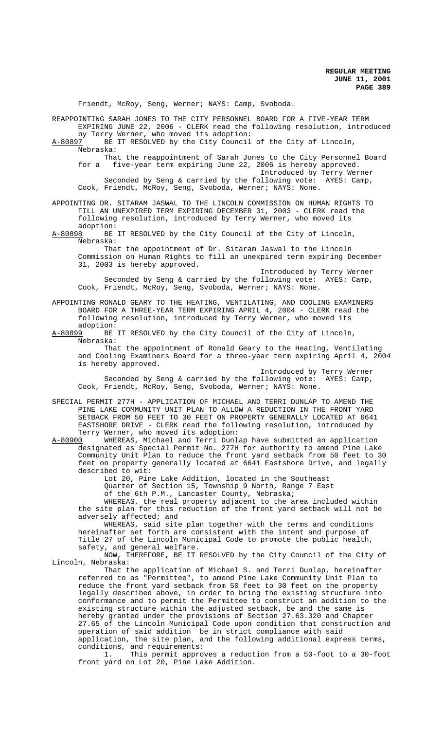Friendt, McRoy, Seng, Werner; NAYS: Camp, Svoboda.

REAPPOINTING SARAH JONES TO THE CITY PERSONNEL BOARD FOR A FIVE-YEAR TERM EXPIRING JUNE 22, 2006 - CLERK read the following resolution, introduced by Terry Werner, who moved its adoption:

A-80897 BE IT RESOLVED by the City Council of the City of Lincoln, Nebraska:

That the reappointment of Sarah Jones to the City Personnel Board for a five-year term expiring June 22, 2006 is hereby approved.

Introduced by Terry Werner

Seconded by Seng & carried by the following vote: AYES: Camp, Cook, Friendt, McRoy, Seng, Svoboda, Werner; NAYS: None.

APPOINTING DR. SITARAM JASWAL TO THE LINCOLN COMMISSION ON HUMAN RIGHTS TO FILL AN UNEXPIRED TERM EXPIRING DECEMBER 31, 2003 - CLERK read the following resolution, introduced by Terry Werner, who moved its adoption:

A-80898 BE IT RESOLVED by the City Council of the City of Lincoln, Nebraska:

That the appointment of Dr. Sitaram Jaswal to the Lincoln Commission on Human Rights to fill an unexpired term expiring December 31, 2003 is hereby approved.

Introduced by Terry Werner

Seconded by Seng & carried by the following vote: AYES: Camp, Cook, Friendt, McRoy, Seng, Svoboda, Werner; NAYS: None.

APPOINTING RONALD GEARY TO THE HEATING, VENTILATING, AND COOLING EXAMINERS BOARD FOR A THREE-YEAR TERM EXPIRING APRIL 4, 2004 - CLERK read the following resolution, introduced by Terry Werner, who moved its adoption:

A-80899 BE IT RESOLVED by the City Council of the City of Lincoln, Nebraska:

That the appointment of Ronald Geary to the Heating, Ventilating and Cooling Examiners Board for a three-year term expiring April 4, 2004 is hereby approved.

Introduced by Terry Werner

Seconded by Seng & carried by the following vote: AYES: Camp, Cook, Friendt, McRoy, Seng, Svoboda, Werner; NAYS: None.

SPECIAL PERMIT 277H - APPLICATION OF MICHAEL AND TERRI DUNLAP TO AMEND THE PINE LAKE COMMUNITY UNIT PLAN TO ALLOW A REDUCTION IN THE FRONT YARD SETBACK FROM 50 FEET TO 30 FEET ON PROPERTY GENERALLY LOCATED AT 6641 EASTSHORE DRIVE - CLERK read the following resolution, introduced by Terry Werner, who moved its adoption:

A-80900 WHEREAS, Michael and Terri Dunlap have submitted an application designated as Special Permit No. 277H for authority to amend Pine Lake Community Unit Plan to reduce the front yard setback from 50 feet to 30 feet on property generally located at 6641 Eastshore Drive, and legally described to wit:

Lot 20, Pine Lake Addition, located in the Southeast Quarter of Section 15, Township 9 North, Range 7 East of the 6th P.M., Lancaster County, Nebraska;

WHEREAS, the real property adjacent to the area included within the site plan for this reduction of the front yard setback will not be adversely affected; and

WHEREAS, said site plan together with the terms and conditions hereinafter set forth are consistent with the intent and purpose of Title 27 of the Lincoln Municipal Code to promote the public health, safety, and general welfare.

NOW, THEREFORE, BE IT RESOLVED by the City Council of the City of Lincoln, Nebraska:

That the application of Michael S. and Terri Dunlap, hereinafter referred to as "Permittee", to amend Pine Lake Community Unit Plan to reduce the front yard setback from 50 feet to 30 feet on the property legally described above, in order to bring the existing structure into conformance and to permit the Permittee to construct an addition to the existing structure within the adjusted setback, be and the same is hereby granted under the provisions of Section 27.63.320 and Chapter 27.65 of the Lincoln Municipal Code upon condition that construction and operation of said addition be in strict compliance with said application, the site plan, and the following additional express terms, conditions, and requirements:

1. This permit approves a reduction from a 50-foot to a 30-foot front yard on Lot 20, Pine Lake Addition.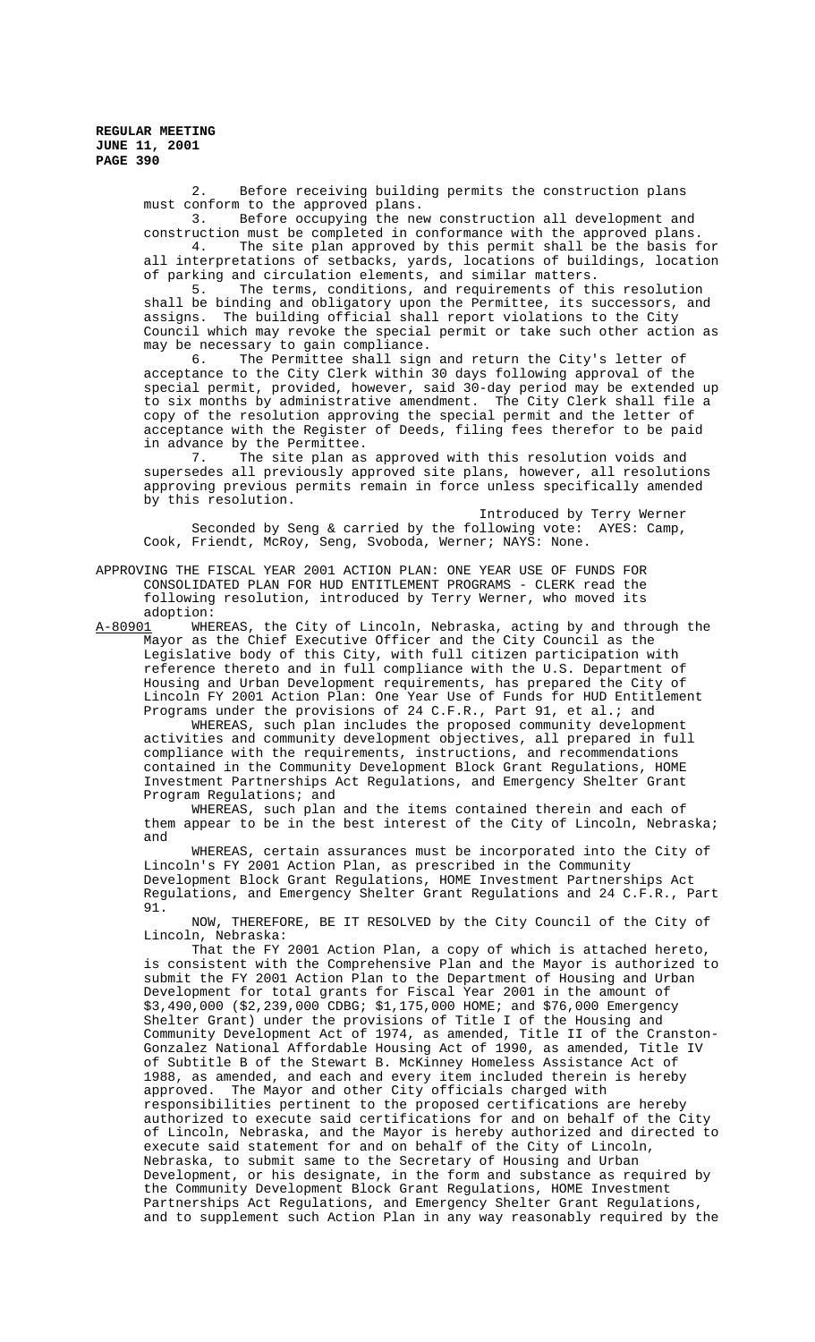2. Before receiving building permits the construction plans must conform to the approved plans.

3. Before occupying the new construction all development and construction must be completed in conformance with the approved plans.

4. The site plan approved by this permit shall be the basis for all interpretations of setbacks, yards, locations of buildings, location of parking and circulation elements, and similar matters.

5. The terms, conditions, and requirements of this resolution shall be binding and obligatory upon the Permittee, its successors, and assigns. The building official shall report violations to the City Council which may revoke the special permit or take such other action as may be necessary to gain compliance.

6. The Permittee shall sign and return the City's letter of acceptance to the City Clerk within 30 days following approval of the special permit, provided, however, said 30-day period may be extended up to six months by administrative amendment. The City Clerk shall file a copy of the resolution approving the special permit and the letter of acceptance with the Register of Deeds, filing fees therefor to be paid in advance by the Permittee.

7. The site plan as approved with this resolution voids and supersedes all previously approved site plans, however, all resolutions approving previous permits remain in force unless specifically amended by this resolution.

Introduced by Terry Werner

Seconded by Seng & carried by the following vote: AYES: Camp, Cook, Friendt, McRoy, Seng, Svoboda, Werner; NAYS: None.

APPROVING THE FISCAL YEAR 2001 ACTION PLAN: ONE YEAR USE OF FUNDS FOR CONSOLIDATED PLAN FOR HUD ENTITLEMENT PROGRAMS - CLERK read the following resolution, introduced by Terry Werner, who moved its adoption:

A-80901 WHEREAS, the City of Lincoln, Nebraska, acting by and through the Mayor as the Chief Executive Officer and the City Council as the Legislative body of this City, with full citizen participation with reference thereto and in full compliance with the U.S. Department of Housing and Urban Development requirements, has prepared the City of Lincoln FY 2001 Action Plan: One Year Use of Funds for HUD Entitlement Programs under the provisions of 24 C.F.R., Part 91, et al.; and

WHEREAS, such plan includes the proposed community development activities and community development objectives, all prepared in full compliance with the requirements, instructions, and recommendations contained in the Community Development Block Grant Regulations, HOME Investment Partnerships Act Regulations, and Emergency Shelter Grant Program Regulations; and

WHEREAS, such plan and the items contained therein and each of them appear to be in the best interest of the City of Lincoln, Nebraska; and

WHEREAS, certain assurances must be incorporated into the City of Lincoln's FY 2001 Action Plan, as prescribed in the Community Development Block Grant Regulations, HOME Investment Partnerships Act Regulations, and Emergency Shelter Grant Regulations and 24 C.F.R., Part 91.

NOW, THEREFORE, BE IT RESOLVED by the City Council of the City of Lincoln, Nebraska:

That the FY 2001 Action Plan, a copy of which is attached hereto, is consistent with the Comprehensive Plan and the Mayor is authorized to submit the FY 2001 Action Plan to the Department of Housing and Urban Development for total grants for Fiscal Year 2001 in the amount of $3,490,000 ($2,239,000 CDBG; $1,175,000 HOME; and $76,000 Emergency Shelter Grant) under the provisions of Title I of the Housing and Community Development Act of 1974, as amended, Title II of the Cranston-Gonzalez National Affordable Housing Act of 1990, as amended, Title IV of Subtitle B of the Stewart B. McKinney Homeless Assistance Act of 1988, as amended, and each and every item included therein is hereby approved. The Mayor and other City officials charged with responsibilities pertinent to the proposed certifications are hereby authorized to execute said certifications for and on behalf of the City of Lincoln, Nebraska, and the Mayor is hereby authorized and directed to execute said statement for and on behalf of the City of Lincoln, Nebraska, to submit same to the Secretary of Housing and Urban Development, or his designate, in the form and substance as required by the Community Development Block Grant Regulations, HOME Investment Partnerships Act Regulations, and Emergency Shelter Grant Regulations, and to supplement such Action Plan in any way reasonably required by the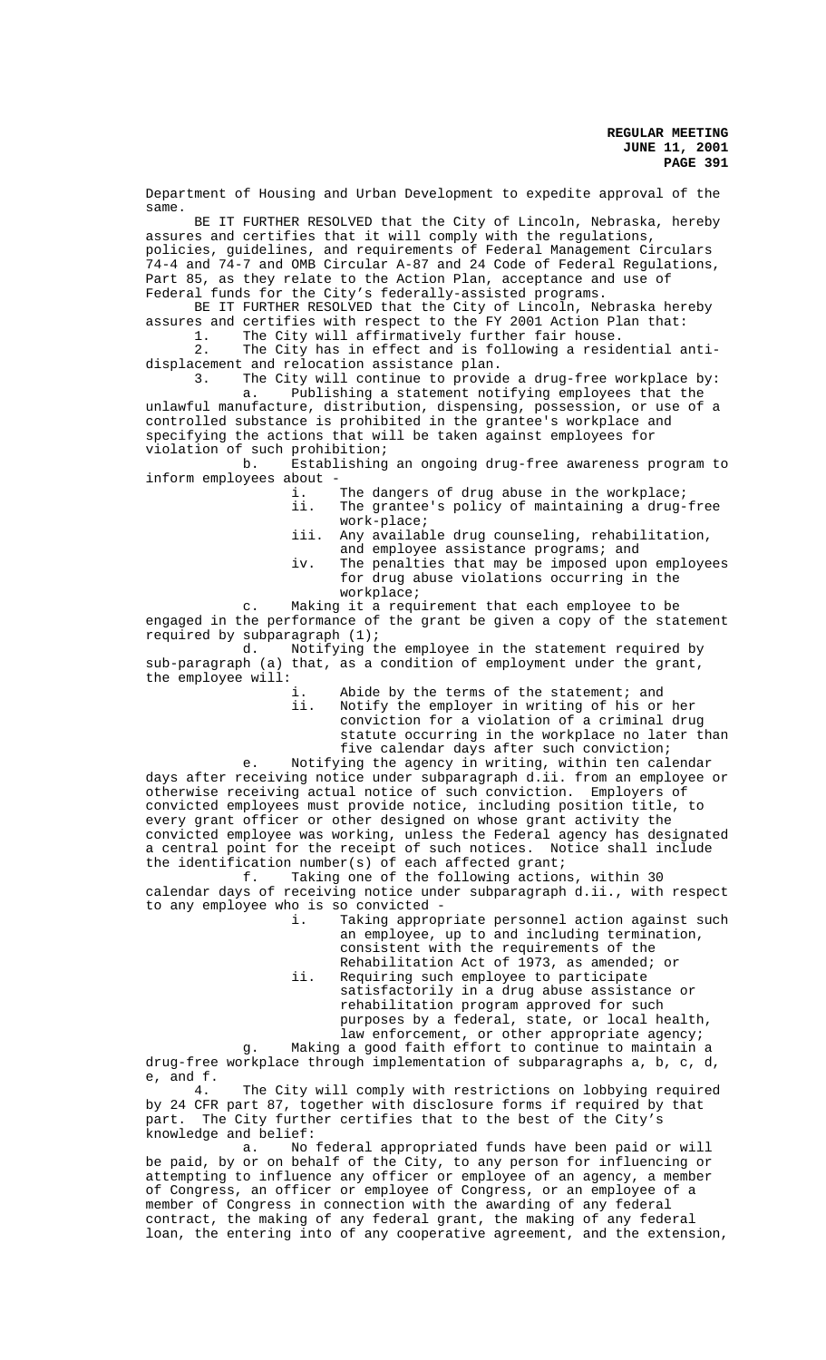Department of Housing and Urban Development to expedite approval of the same.

BE IT FURTHER RESOLVED that the City of Lincoln, Nebraska, hereby assures and certifies that it will comply with the regulations, policies, guidelines, and requirements of Federal Management Circulars 74-4 and 74-7 and OMB Circular A-87 and 24 Code of Federal Regulations, Part 85, as they relate to the Action Plan, acceptance and use of Federal funds for the City's federally-assisted programs.

BE IT FURTHER RESOLVED that the City of Lincoln, Nebraska hereby assures and certifies with respect to the FY 2001 Action Plan that:

1. The City will affirmatively further fair house.
2. The City has in effect and is following a residential anti-displacement and relocation assistance plan.
3. The City will continue to provide a drug-free workplace by:
   a. Publishing a statement notifying employees that the unlawful manufacture, distribution, dispensing, possession, or use of a controlled substance is prohibited in the grantee's workplace and specifying the actions that will be taken against employees for violation of such prohibition;
   b. Establishing an ongoing drug-free awareness program to inform employees about -
      i. The dangers of drug abuse in the workplace;
      ii. The grantee's policy of maintaining a drug-free work-place;
      iii. Any available drug counseling, rehabilitation, and employee assistance programs; and
      iv. The penalties that may be imposed upon employees for drug abuse violations occurring in the workplace;
   c. Making it a requirement that each employee to be engaged in the performance of the grant be given a copy of the statement required by subparagraph (1);
   d. Notifying the employee in the statement required by sub-paragraph (a) that, as a condition of employment under the grant, the employee will:
      i. Abide by the terms of the statement; and
      ii. Notify the employer in writing of his or her conviction for a violation of a criminal drug statute occurring in the workplace no later than five calendar days after such conviction;
   e. Notifying the agency in writing, within ten calendar days after receiving notice under subparagraph d.ii. from an employee or otherwise receiving actual notice of such conviction. Employers of convicted employees must provide notice, including position title, to every grant officer or other designed on whose grant activity the convicted employee was working, unless the Federal agency has designated a central point for the receipt of such notices. Notice shall include the identification number(s) of each affected grant;
   f. Taking one of the following actions, within 30 calendar days of receiving notice under subparagraph d.ii., with respect to any employee who is so convicted -
      i. Taking appropriate personnel action against such an employee, up to and including termination, consistent with the requirements of the Rehabilitation Act of 1973, as amended; or
      ii. Requiring such employee to participate satisfactorily in a drug abuse assistance or rehabilitation program approved for such purposes by a federal, state, or local health, law enforcement, or other appropriate agency;
   g. Making a good faith effort to continue to maintain a drug-free workplace through implementation of subparagraphs a, b, c, d, e, and f.
4. The City will comply with restrictions on lobbying required by 24 CFR part 87, together with disclosure forms if required by that part. The City further certifies that to the best of the City's knowledge and belief:
   a. No federal appropriated funds have been paid or will be paid, by or on behalf of the City, to any person for influencing or attempting to influence any officer or employee of an agency, a member of Congress, an officer or employee of Congress, or an employee of a member of Congress in connection with the awarding of any federal contract, the making of any federal grant, the making of any federal loan, the entering into of any cooperative agreement, and the extension,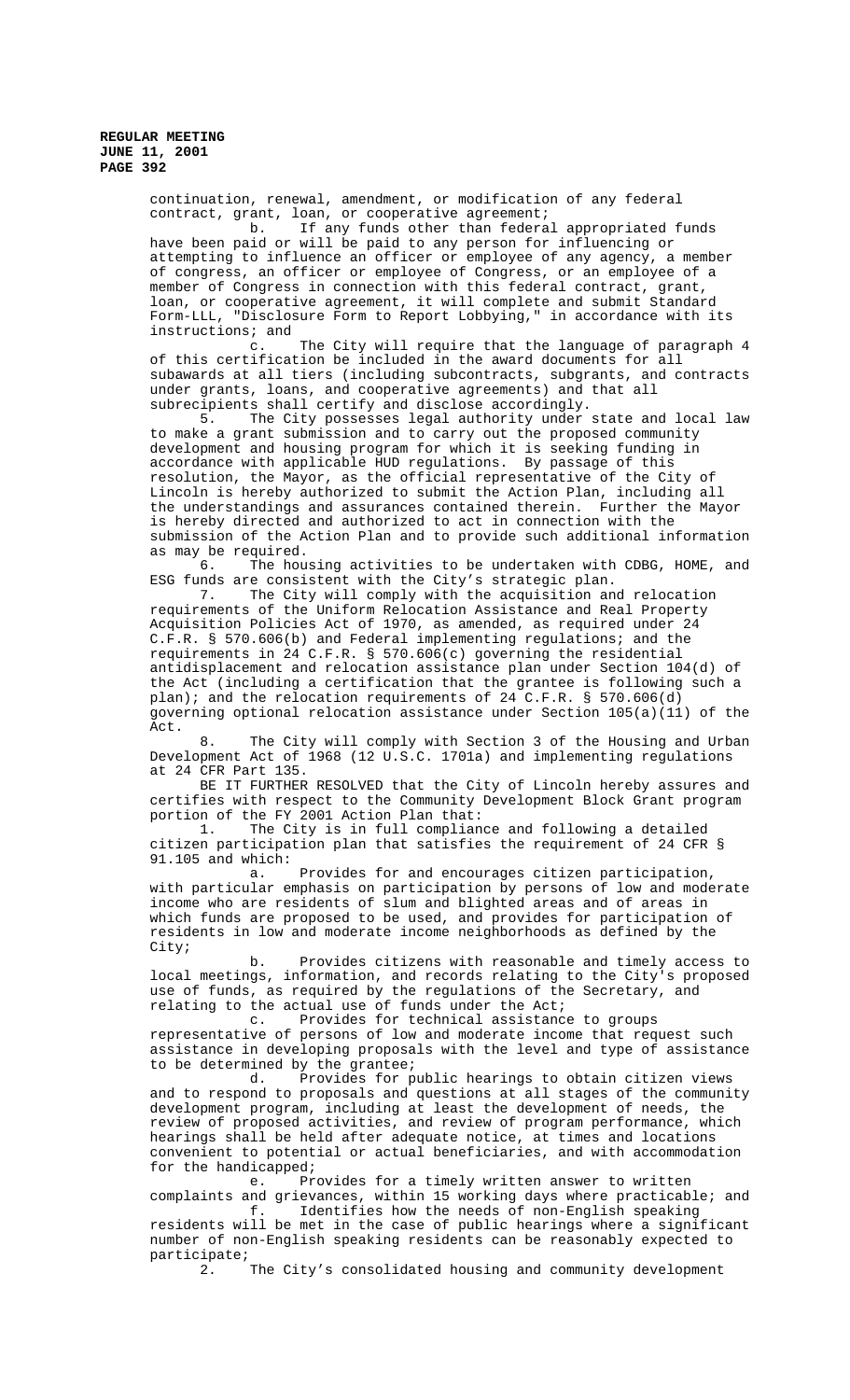continuation, renewal, amendment, or modification of any federal contract, grant, loan, or cooperative agreement;

b. If any funds other than federal appropriated funds have been paid or will be paid to any person for influencing or attempting to influence an officer or employee of any agency, a member of congress, an officer or employee of Congress, or an employee of a member of Congress in connection with this federal contract, grant, loan, or cooperative agreement, it will complete and submit Standard Form-LLL, "Disclosure Form to Report Lobbying," in accordance with its instructions; and

c. The City will require that the language of paragraph 4 of this certification be included in the award documents for all subawards at all tiers (including subcontracts, subgrants, and contracts under grants, loans, and cooperative agreements) and that all subrecipients shall certify and disclose accordingly.

5. The City possesses legal authority under state and local law to make a grant submission and to carry out the proposed community development and housing program for which it is seeking funding in accordance with applicable HUD regulations. By passage of this resolution, the Mayor, as the official representative of the City of Lincoln is hereby authorized to submit the Action Plan, including all the understandings and assurances contained therein. Further the Mayor is hereby directed and authorized to act in connection with the submission of the Action Plan and to provide such additional information as may be required.

6. The housing activities to be undertaken with CDBG, HOME, and ESG funds are consistent with the City's strategic plan.

7. The City will comply with the acquisition and relocation requirements of the Uniform Relocation Assistance and Real Property Acquisition Policies Act of 1970, as amended, as required under 24 C.F.R. § 570.606(b) and Federal implementing regulations; and the requirements in 24 C.F.R. § 570.606(c) governing the residential antidisplacement and relocation assistance plan under Section 104(d) of the Act (including a certification that the grantee is following such a plan); and the relocation requirements of 24 C.F.R. § 570.606(d) governing optional relocation assistance under Section 105(a)(11) of the Act.

8. The City will comply with Section 3 of the Housing and Urban Development Act of 1968 (12 U.S.C. 1701a) and implementing regulations at 24 CFR Part 135.

BE IT FURTHER RESOLVED that the City of Lincoln hereby assures and certifies with respect to the Community Development Block Grant program portion of the FY 2001 Action Plan that:

1. The City is in full compliance and following a detailed citizen participation plan that satisfies the requirement of 24 CFR § 91.105 and which:

a. Provides for and encourages citizen participation, with particular emphasis on participation by persons of low and moderate income who are residents of slum and blighted areas and of areas in which funds are proposed to be used, and provides for participation of residents in low and moderate income neighborhoods as defined by the City;

b. Provides citizens with reasonable and timely access to local meetings, information, and records relating to the City's proposed use of funds, as required by the regulations of the Secretary, and relating to the actual use of funds under the Act;

c. Provides for technical assistance to groups representative of persons of low and moderate income that request such assistance in developing proposals with the level and type of assistance to be determined by the grantee;

d. Provides for public hearings to obtain citizen views and to respond to proposals and questions at all stages of the community development program, including at least the development of needs, the review of proposed activities, and review of program performance, which hearings shall be held after adequate notice, at times and locations convenient to potential or actual beneficiaries, and with accommodation for the handicapped;

e. Provides for a timely written answer to written complaints and grievances, within 15 working days where practicable; and

f. Identifies how the needs of non-English speaking residents will be met in the case of public hearings where a significant number of non-English speaking residents can be reasonably expected to participate;

2. The City's consolidated housing and community development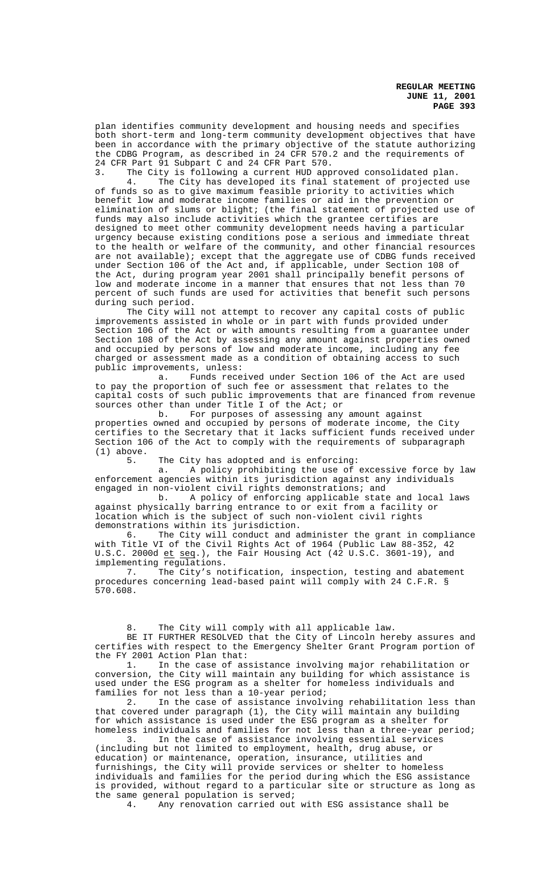plan identifies community development and housing needs and specifies both short-term and long-term community development objectives that have been in accordance with the primary objective of the statute authorizing the CDBG Program, as described in 24 CFR 570.2 and the requirements of 24 CFR Part 91 Subpart C and 24 CFR Part 570.

3. The City is following a current HUD approved consolidated plan.

4. The City has developed its final statement of projected use of funds so as to give maximum feasible priority to activities which benefit low and moderate income families or aid in the prevention or elimination of slums or blight; (the final statement of projected use of funds may also include activities which the grantee certifies are designed to meet other community development needs having a particular urgency because existing conditions pose a serious and immediate threat to the health or welfare of the community, and other financial resources are not available); except that the aggregate use of CDBG funds received under Section 106 of the Act and, if applicable, under Section 108 of the Act, during program year 2001 shall principally benefit persons of low and moderate income in a manner that ensures that not less than 70 percent of such funds are used for activities that benefit such persons during such period.

The City will not attempt to recover any capital costs of public improvements assisted in whole or in part with funds provided under Section 106 of the Act or with amounts resulting from a guarantee under Section 108 of the Act by assessing any amount against properties owned and occupied by persons of low and moderate income, including any fee charged or assessment made as a condition of obtaining access to such public improvements, unless:

a. Funds received under Section 106 of the Act are used to pay the proportion of such fee or assessment that relates to the capital costs of such public improvements that are financed from revenue sources other than under Title I of the Act; or

b. For purposes of assessing any amount against properties owned and occupied by persons of moderate income, the City certifies to the Secretary that it lacks sufficient funds received under Section 106 of the Act to comply with the requirements of subparagraph (1) above.

5. The City has adopted and is enforcing:

a. A policy prohibiting the use of excessive force by law enforcement agencies within its jurisdiction against any individuals engaged in non-violent civil rights demonstrations; and

b. A policy of enforcing applicable state and local laws against physically barring entrance to or exit from a facility or location which is the subject of such non-violent civil rights demonstrations within its jurisdiction.

6. The City will conduct and administer the grant in compliance with Title VI of the Civil Rights Act of 1964 (Public Law 88-352, 42 U.S.C. 2000d et seq.), the Fair Housing Act (42 U.S.C. 3601-19), and implementing regulations.

7. The City's notification, inspection, testing and abatement procedures concerning lead-based paint will comply with 24 C.F.R. § 570.608.

8. The City will comply with all applicable law.

BE IT FURTHER RESOLVED that the City of Lincoln hereby assures and certifies with respect to the Emergency Shelter Grant Program portion of the FY 2001 Action Plan that:

1. In the case of assistance involving major rehabilitation or conversion, the City will maintain any building for which assistance is used under the ESG program as a shelter for homeless individuals and families for not less than a 10-year period;

2. In the case of assistance involving rehabilitation less than that covered under paragraph (1), the City will maintain any building for which assistance is used under the ESG program as a shelter for homeless individuals and families for not less than a three-year period;

3. In the case of assistance involving essential services (including but not limited to employment, health, drug abuse, or education) or maintenance, operation, insurance, utilities and furnishings, the City will provide services or shelter to homeless individuals and families for the period during which the ESG assistance is provided, without regard to a particular site or structure as long as the same general population is served;

4. Any renovation carried out with ESG assistance shall be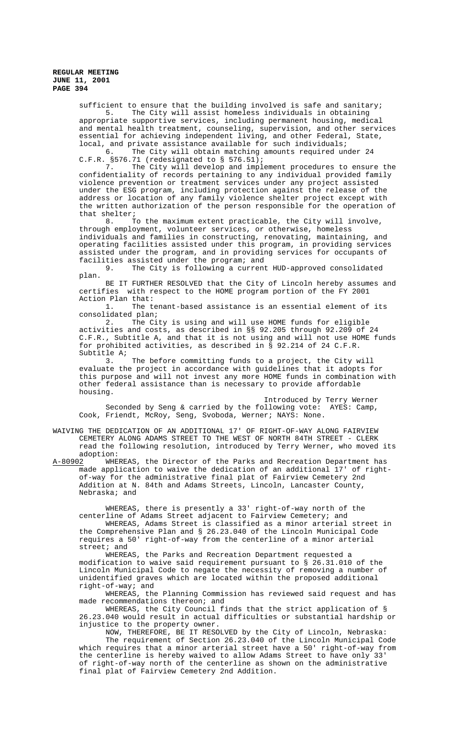sufficient to ensure that the building involved is safe and sanitary;

5. The City will assist homeless individuals in obtaining appropriate supportive services, including permanent housing, medical and mental health treatment, counseling, supervision, and other services essential for achieving independent living, and other Federal, State, local, and private assistance available for such individuals;

6. The City will obtain matching amounts required under 24 C.F.R. §576.71 (redesignated to § 576.51);

7. The City will develop and implement procedures to ensure the confidentiality of records pertaining to any individual provided family violence prevention or treatment services under any project assisted under the ESG program, including protection against the release of the address or location of any family violence shelter project except with the written authorization of the person responsible for the operation of that shelter;

8. To the maximum extent practicable, the City will involve, through employment, volunteer services, or otherwise, homeless individuals and families in constructing, renovating, maintaining, and operating facilities assisted under this program, in providing services assisted under the program, and in providing services for occupants of facilities assisted under the program; and

9. The City is following a current HUD-approved consolidated plan.

BE IT FURTHER RESOLVED that the City of Lincoln hereby assumes and certifies with respect to the HOME program portion of the FY 2001 Action Plan that:

1. The tenant-based assistance is an essential element of its consolidated plan;

2. The City is using and will use HOME funds for eligible activities and costs, as described in §§ 92.205 through 92.209 of 24 C.F.R., Subtitle A, and that it is not using and will not use HOME funds for prohibited activities, as described in § 92.214 of 24 C.F.R. Subtitle A;

3. The before committing funds to a project, the City will evaluate the project in accordance with guidelines that it adopts for this purpose and will not invest any more HOME funds in combination with other federal assistance than is necessary to provide affordable housing.

Introduced by Terry Werner

Seconded by Seng & carried by the following vote: AYES: Camp, Cook, Friendt, McRoy, Seng, Svoboda, Werner; NAYS: None.

WAIVING THE DEDICATION OF AN ADDITIONAL 17' OF RIGHT-OF-WAY ALONG FAIRVIEW CEMETERY ALONG ADAMS STREET TO THE WEST OF NORTH 84TH STREET - CLERK read the following resolution, introduced by Terry Werner, who moved its adoption:

A-80902 WHEREAS, the Director of the Parks and Recreation Department has made application to waive the dedication of an additional 17' of right-of-way for the administrative final plat of Fairview Cemetery 2nd Addition at N. 84th and Adams Streets, Lincoln, Lancaster County, Nebraska; and

WHEREAS, there is presently a 33' right-of-way north of the centerline of Adams Street adjacent to Fairview Cemetery; and

WHEREAS, Adams Street is classified as a minor arterial street in the Comprehensive Plan and § 26.23.040 of the Lincoln Municipal Code requires a 50' right-of-way from the centerline of a minor arterial street; and

WHEREAS, the Parks and Recreation Department requested a modification to waive said requirement pursuant to § 26.31.010 of the Lincoln Municipal Code to negate the necessity of removing a number of unidentified graves which are located within the proposed additional right-of-way; and

WHEREAS, the Planning Commission has reviewed said request and has made recommendations thereon; and

WHEREAS, the City Council finds that the strict application of § 26.23.040 would result in actual difficulties or substantial hardship or injustice to the property owner.

NOW, THEREFORE, BE IT RESOLVED by the City of Lincoln, Nebraska:

The requirement of Section 26.23.040 of the Lincoln Municipal Code which requires that a minor arterial street have a 50' right-of-way from the centerline is hereby waived to allow Adams Street to have only 33' of right-of-way north of the centerline as shown on the administrative final plat of Fairview Cemetery 2nd Addition.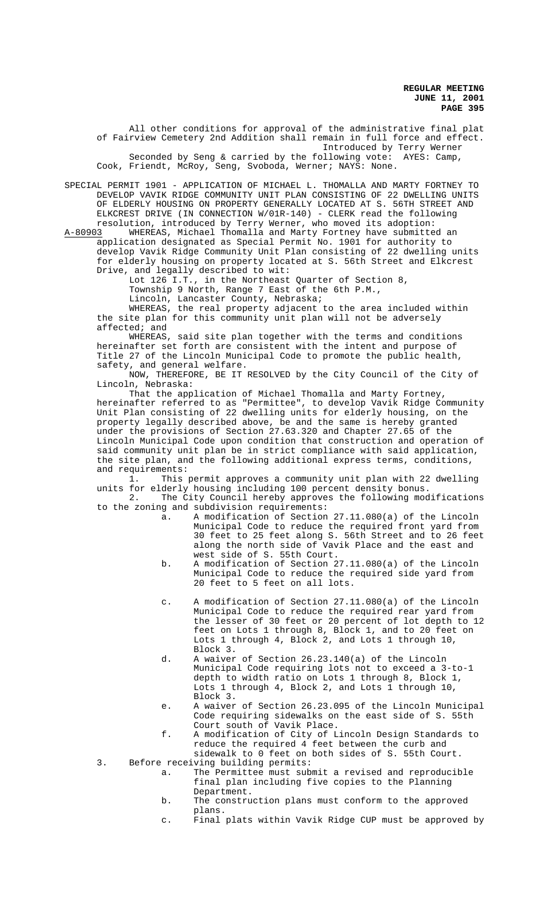All other conditions for approval of the administrative final plat of Fairview Cemetery 2nd Addition shall remain in full force and effect.

Introduced by Terry Werner

Seconded by Seng & carried by the following vote: AYES: Camp, Cook, Friendt, McRoy, Seng, Svoboda, Werner; NAYS: None.

SPECIAL PERMIT 1901 - APPLICATION OF MICHAEL L. THOMALLA AND MARTY FORTNEY TO DEVELOP VAVIK RIDGE COMMUNITY UNIT PLAN CONSISTING OF 22 DWELLING UNITS OF ELDERLY HOUSING ON PROPERTY GENERALLY LOCATED AT S. 56TH STREET AND ELKCREST DRIVE (IN CONNECTION W/01R-140) - CLERK read the following resolution, introduced by Terry Werner, who moved its adoption:

A-80903 WHEREAS, Michael Thomalla and Marty Fortney have submitted an application designated as Special Permit No. 1901 for authority to develop Vavik Ridge Community Unit Plan consisting of 22 dwelling units for elderly housing on property located at S. 56th Street and Elkcrest Drive, and legally described to wit:

Lot 126 I.T., in the Northeast Quarter of Section 8,
Township 9 North, Range 7 East of the 6th P.M.,
Lincoln, Lancaster County, Nebraska;

WHEREAS, the real property adjacent to the area included within the site plan for this community unit plan will not be adversely affected; and

WHEREAS, said site plan together with the terms and conditions hereinafter set forth are consistent with the intent and purpose of Title 27 of the Lincoln Municipal Code to promote the public health, safety, and general welfare.

NOW, THEREFORE, BE IT RESOLVED by the City Council of the City of Lincoln, Nebraska:

That the application of Michael Thomalla and Marty Fortney, hereinafter referred to as "Permittee", to develop Vavik Ridge Community Unit Plan consisting of 22 dwelling units for elderly housing, on the property legally described above, be and the same is hereby granted under the provisions of Section 27.63.320 and Chapter 27.65 of the Lincoln Municipal Code upon condition that construction and operation of said community unit plan be in strict compliance with said application, the site plan, and the following additional express terms, conditions, and requirements:

1. This permit approves a community unit plan with 22 dwelling units for elderly housing including 100 percent density bonus.
2. The City Council hereby approves the following modifications to the zoning and subdivision requirements:
   a. A modification of Section 27.11.080(a) of the Lincoln Municipal Code to reduce the required front yard from 30 feet to 25 feet along S. 56th Street and to 26 feet along the north side of Vavik Place and the east and west side of S. 55th Court.
   b. A modification of Section 27.11.080(a) of the Lincoln Municipal Code to reduce the required side yard from 20 feet to 5 feet on all lots.
   c. A modification of Section 27.11.080(a) of the Lincoln Municipal Code to reduce the required rear yard from the lesser of 30 feet or 20 percent of lot depth to 12 feet on Lots 1 through 8, Block 1, and to 20 feet on Lots 1 through 4, Block 2, and Lots 1 through 10, Block 3.
   d. A waiver of Section 26.23.140(a) of the Lincoln Municipal Code requiring lots not to exceed a 3-to-1 depth to width ratio on Lots 1 through 8, Block 1, Lots 1 through 4, Block 2, and Lots 1 through 10, Block 3.
   e. A waiver of Section 26.23.095 of the Lincoln Municipal Code requiring sidewalks on the east side of S. 55th Court south of Vavik Place.
   f. A modification of City of Lincoln Design Standards to reduce the required 4 feet between the curb and sidewalk to 0 feet on both sides of S. 55th Court.
3. Before receiving building permits:
   a. The Permittee must submit a revised and reproducible final plan including five copies to the Planning Department.
   b. The construction plans must conform to the approved plans.
   c. Final plats within Vavik Ridge CUP must be approved by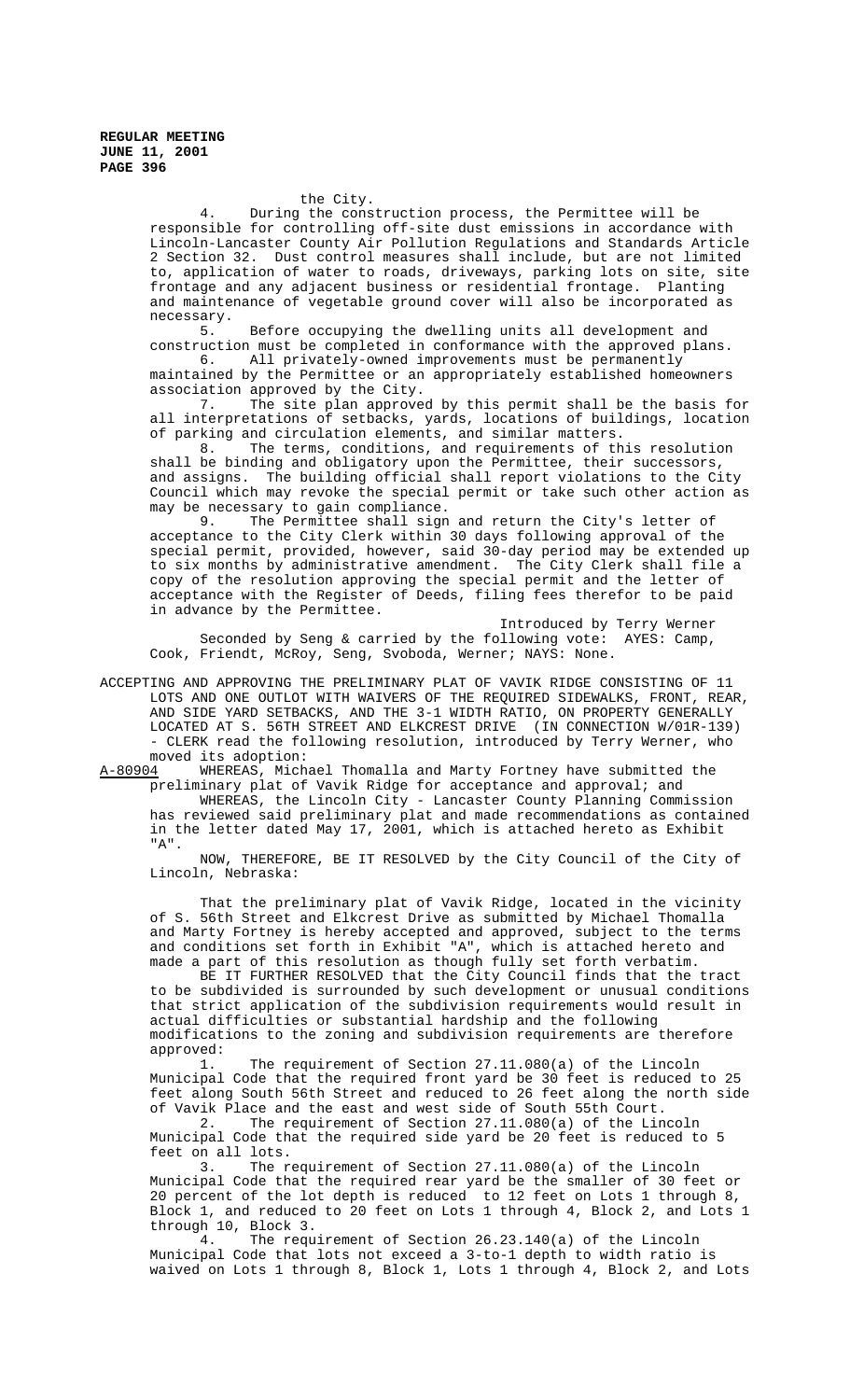the City.

4. During the construction process, the Permittee will be responsible for controlling off-site dust emissions in accordance with Lincoln-Lancaster County Air Pollution Regulations and Standards Article 2 Section 32. Dust control measures shall include, but are not limited to, application of water to roads, driveways, parking lots on site, site frontage and any adjacent business or residential frontage. Planting and maintenance of vegetable ground cover will also be incorporated as necessary.

5. Before occupying the dwelling units all development and construction must be completed in conformance with the approved plans.

6. All privately-owned improvements must be permanently maintained by the Permittee or an appropriately established homeowners association approved by the City.

7. The site plan approved by this permit shall be the basis for all interpretations of setbacks, yards, locations of buildings, location of parking and circulation elements, and similar matters.

8. The terms, conditions, and requirements of this resolution shall be binding and obligatory upon the Permittee, their successors, and assigns. The building official shall report violations to the City Council which may revoke the special permit or take such other action as may be necessary to gain compliance.

9. The Permittee shall sign and return the City's letter of acceptance to the City Clerk within 30 days following approval of the special permit, provided, however, said 30-day period may be extended up to six months by administrative amendment. The City Clerk shall file a copy of the resolution approving the special permit and the letter of acceptance with the Register of Deeds, filing fees therefor to be paid in advance by the Permittee.

Introduced by Terry Werner

Seconded by Seng & carried by the following vote: AYES: Camp, Cook, Friendt, McRoy, Seng, Svoboda, Werner; NAYS: None.

ACCEPTING AND APPROVING THE PRELIMINARY PLAT OF VAVIK RIDGE CONSISTING OF 11 LOTS AND ONE OUTLOT WITH WAIVERS OF THE REQUIRED SIDEWALKS, FRONT, REAR, AND SIDE YARD SETBACKS, AND THE 3-1 WIDTH RATIO, ON PROPERTY GENERALLY LOCATED AT S. 56TH STREET AND ELKCREST DRIVE (IN CONNECTION W/01R-139) - CLERK read the following resolution, introduced by Terry Werner, who moved its adoption:

A-80904 WHEREAS, Michael Thomalla and Marty Fortney have submitted the preliminary plat of Vavik Ridge for acceptance and approval; and

WHEREAS, the Lincoln City - Lancaster County Planning Commission has reviewed said preliminary plat and made recommendations as contained in the letter dated May 17, 2001, which is attached hereto as Exhibit "A".

NOW, THEREFORE, BE IT RESOLVED by the City Council of the City of Lincoln, Nebraska:

That the preliminary plat of Vavik Ridge, located in the vicinity of S. 56th Street and Elkcrest Drive as submitted by Michael Thomalla and Marty Fortney is hereby accepted and approved, subject to the terms and conditions set forth in Exhibit "A", which is attached hereto and made a part of this resolution as though fully set forth verbatim.

BE IT FURTHER RESOLVED that the City Council finds that the tract to be subdivided is surrounded by such development or unusual conditions that strict application of the subdivision requirements would result in actual difficulties or substantial hardship and the following modifications to the zoning and subdivision requirements are therefore approved:

1. The requirement of Section 27.11.080(a) of the Lincoln Municipal Code that the required front yard be 30 feet is reduced to 25 feet along South 56th Street and reduced to 26 feet along the north side of Vavik Place and the east and west side of South 55th Court.

2. The requirement of Section 27.11.080(a) of the Lincoln Municipal Code that the required side yard be 20 feet is reduced to 5 feet on all lots.

3. The requirement of Section 27.11.080(a) of the Lincoln Municipal Code that the required rear yard be the smaller of 30 feet or 20 percent of the lot depth is reduced to 12 feet on Lots 1 through 8, Block 1, and reduced to 20 feet on Lots 1 through 4, Block 2, and Lots 1 through 10, Block 3.

4. The requirement of Section 26.23.140(a) of the Lincoln Municipal Code that lots not exceed a 3-to-1 depth to width ratio is waived on Lots 1 through 8, Block 1, Lots 1 through 4, Block 2, and Lots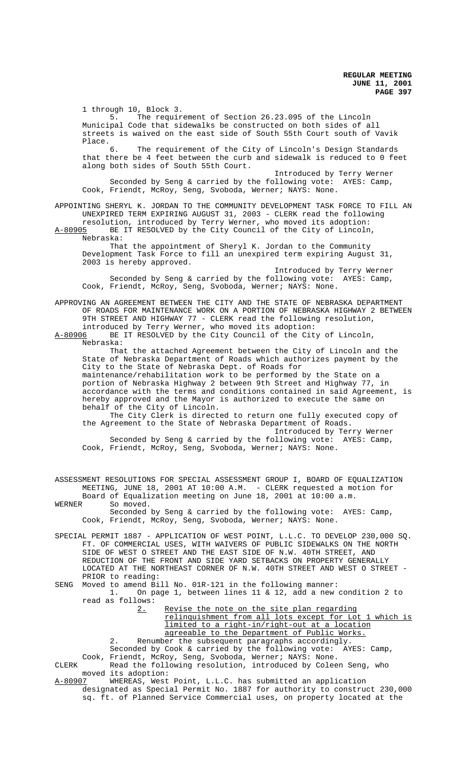1 through 10, Block 3.

5. The requirement of Section 26.23.095 of the Lincoln Municipal Code that sidewalks be constructed on both sides of all streets is waived on the east side of South 55th Court south of Vavik Place.

6. The requirement of the City of Lincoln's Design Standards that there be 4 feet between the curb and sidewalk is reduced to 0 feet along both sides of South 55th Court.

Introduced by Terry Werner

Seconded by Seng & carried by the following vote: AYES: Camp, Cook, Friendt, McRoy, Seng, Svoboda, Werner; NAYS: None.

APPOINTING SHERYL K. JORDAN TO THE COMMUNITY DEVELOPMENT TASK FORCE TO FILL AN UNEXPIRED TERM EXPIRING AUGUST 31, 2003 - CLERK read the following resolution, introduced by Terry Werner, who moved its adoption:

A-80905 BE IT RESOLVED by the City Council of the City of Lincoln, Nebraska:

That the appointment of Sheryl K. Jordan to the Community Development Task Force to fill an unexpired term expiring August 31, 2003 is hereby approved.

Introduced by Terry Werner

Seconded by Seng & carried by the following vote: AYES: Camp, Cook, Friendt, McRoy, Seng, Svoboda, Werner; NAYS: None.

APPROVING AN AGREEMENT BETWEEN THE CITY AND THE STATE OF NEBRASKA DEPARTMENT OF ROADS FOR MAINTENANCE WORK ON A PORTION OF NEBRASKA HIGHWAY 2 BETWEEN 9TH STREET AND HIGHWAY 77 - CLERK read the following resolution, introduced by Terry Werner, who moved its adoption:

A-80906 BE IT RESOLVED by the City Council of the City of Lincoln, Nebraska:

That the attached Agreement between the City of Lincoln and the State of Nebraska Department of Roads which authorizes payment by the City to the State of Nebraska Dept. of Roads for maintenance/rehabilitation work to be performed by the State on a portion of Nebraska Highway 2 between 9th Street and Highway 77, in accordance with the terms and conditions contained in said Agreement, is hereby approved and the Mayor is authorized to execute the same on behalf of the City of Lincoln.

The City Clerk is directed to return one fully executed copy of the Agreement to the State of Nebraska Department of Roads.

Introduced by Terry Werner

Seconded by Seng & carried by the following vote: AYES: Camp, Cook, Friendt, McRoy, Seng, Svoboda, Werner; NAYS: None.

ASSESSMENT RESOLUTIONS FOR SPECIAL ASSESSMENT GROUP I, BOARD OF EQUALIZATION MEETING, JUNE 18, 2001 AT 10:00 A.M. - CLERK requested a motion for Board of Equalization meeting on June 18, 2001 at 10:00 a.m.

WERNER So moved.

Seconded by Seng & carried by the following vote: AYES: Camp, Cook, Friendt, McRoy, Seng, Svoboda, Werner; NAYS: None.

SPECIAL PERMIT 1887 - APPLICATION OF WEST POINT, L.L.C. TO DEVELOP 230,000 SQ. FT. OF COMMERCIAL USES, WITH WAIVERS OF PUBLIC SIDEWALKS ON THE NORTH SIDE OF WEST O STREET AND THE EAST SIDE OF N.W. 40TH STREET, AND REDUCTION OF THE FRONT AND SIDE YARD SETBACKS ON PROPERTY GENERALLY LOCATED AT THE NORTHEAST CORNER OF N.W. 40TH STREET AND WEST O STREET - PRIOR to reading:

SENG Moved to amend Bill No. 01R-121 in the following manner:

1. On page 1, between lines 11 & 12, add a new condition 2 to read as follows:

<u>2. Revise the note on the site plan regarding relinquishment from all lots except for Lot 1 which is limited to a right-in/right-out at a location agreeable to the Department of Public Works.</u>

2. Renumber the subsequent paragraphs accordingly.

Seconded by Cook & carried by the following vote: AYES: Camp, Cook, Friendt, McRoy, Seng, Svoboda, Werner; NAYS: None.

CLERK Read the following resolution, introduced by Coleen Seng, who moved its adoption:

A-80907 WHEREAS, West Point, L.L.C. has submitted an application designated as Special Permit No. 1887 for authority to construct 230,000 sq. ft. of Planned Service Commercial uses, on property located at the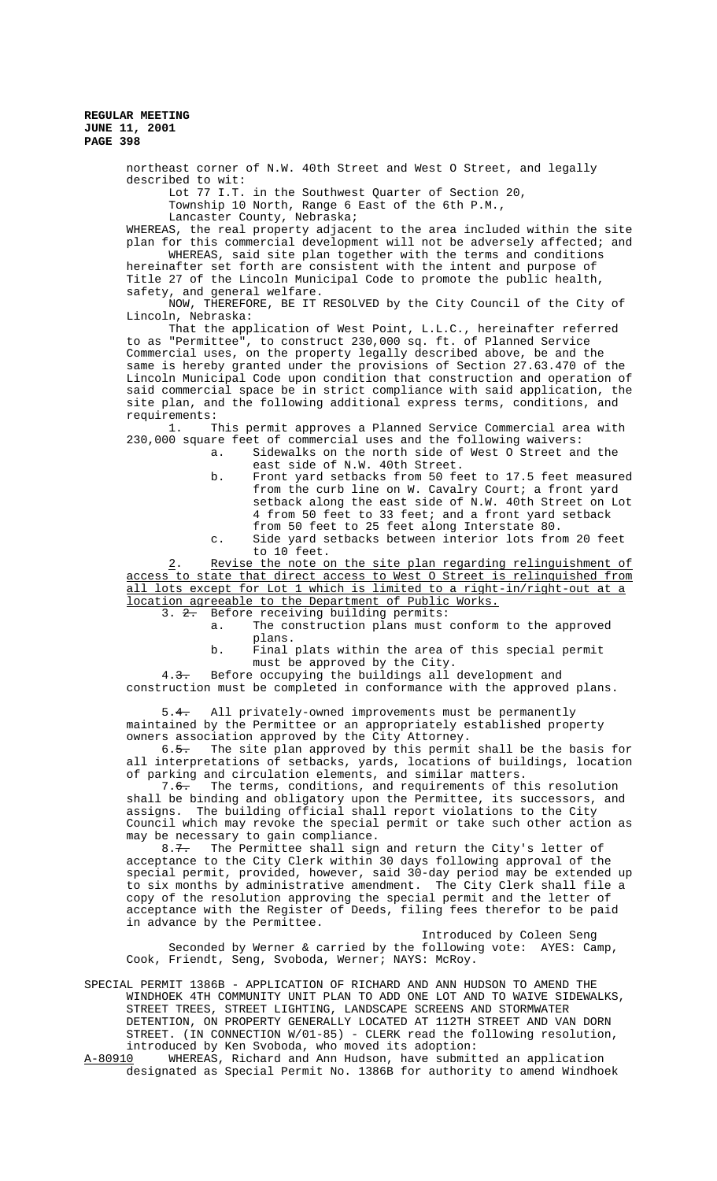northeast corner of N.W. 40th Street and West O Street, and legally described to wit:

Lot 77 I.T. in the Southwest Quarter of Section 20,
Township 10 North, Range 6 East of the 6th P.M.,
Lancaster County, Nebraska;

WHEREAS, the real property adjacent to the area included within the site plan for this commercial development will not be adversely affected; and

WHEREAS, said site plan together with the terms and conditions hereinafter set forth are consistent with the intent and purpose of Title 27 of the Lincoln Municipal Code to promote the public health, safety, and general welfare.

NOW, THEREFORE, BE IT RESOLVED by the City Council of the City of Lincoln, Nebraska:

That the application of West Point, L.L.C., hereinafter referred to as "Permittee", to construct 230,000 sq. ft. of Planned Service Commercial uses, on the property legally described above, be and the same is hereby granted under the provisions of Section 27.63.470 of the Lincoln Municipal Code upon condition that construction and operation of said commercial space be in strict compliance with said application, the site plan, and the following additional express terms, conditions, and requirements:

1. This permit approves a Planned Service Commercial area with 230,000 square feet of commercial uses and the following waivers:
   a. Sidewalks on the north side of West O Street and the east side of N.W. 40th Street.
   b. Front yard setbacks from 50 feet to 17.5 feet measured from the curb line on W. Cavalry Court; a front yard setback along the east side of N.W. 40th Street on Lot 4 from 50 feet to 33 feet; and a front yard setback from 50 feet to 25 feet along Interstate 80.
   c. Side yard setbacks between interior lots from 20 feet to 10 feet.

<u>2. Revise the note on the site plan regarding relinquishment of access to state that direct access to West O Street is relinquished from all lots except for Lot 1 which is limited to a right-in/right-out at a location agreeable to the Department of Public Works.</u>

3. ~~2.~~ Before receiving building permits:
   a. The construction plans must conform to the approved plans.
   b. Final plats within the area of this special permit must be approved by the City.

4.~~3.~~ Before occupying the buildings all development and construction must be completed in conformance with the approved plans.

5.~~4.~~ All privately-owned improvements must be permanently maintained by the Permittee or an appropriately established property owners association approved by the City Attorney.

6.~~5.~~ The site plan approved by this permit shall be the basis for all interpretations of setbacks, yards, locations of buildings, location of parking and circulation elements, and similar matters.

7.~~6.~~ The terms, conditions, and requirements of this resolution shall be binding and obligatory upon the Permittee, its successors, and assigns. The building official shall report violations to the City Council which may revoke the special permit or take such other action as may be necessary to gain compliance.

8.~~7.~~ The Permittee shall sign and return the City's letter of acceptance to the City Clerk within 30 days following approval of the special permit, provided, however, said 30-day period may be extended up to six months by administrative amendment. The City Clerk shall file a copy of the resolution approving the special permit and the letter of acceptance with the Register of Deeds, filing fees therefor to be paid in advance by the Permittee.

Introduced by Coleen Seng

Seconded by Werner & carried by the following vote: AYES: Camp, Cook, Friendt, Seng, Svoboda, Werner; NAYS: McRoy.

SPECIAL PERMIT 1386B - APPLICATION OF RICHARD AND ANN HUDSON TO AMEND THE WINDHOEK 4TH COMMUNITY UNIT PLAN TO ADD ONE LOT AND TO WAIVE SIDEWALKS, STREET TREES, STREET LIGHTING, LANDSCAPE SCREENS AND STORMWATER DETENTION, ON PROPERTY GENERALLY LOCATED AT 112TH STREET AND VAN DORN STREET. (IN CONNECTION W/01-85) - CLERK read the following resolution, introduced by Ken Svoboda, who moved its adoption:

<u>A-80910</u> WHEREAS, Richard and Ann Hudson, have submitted an application designated as Special Permit No. 1386B for authority to amend Windhoek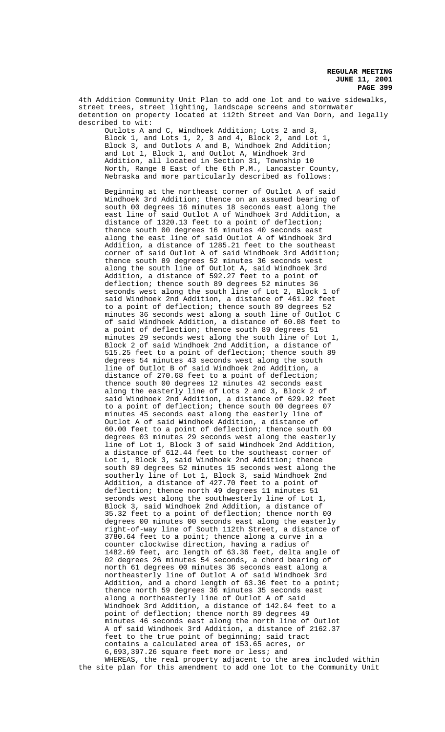4th Addition Community Unit Plan to add one lot and to waive sidewalks, street trees, street lighting, landscape screens and stormwater detention on property located at 112th Street and Van Dorn, and legally described to wit:

Outlots A and C, Windhoek Addition; Lots 2 and 3, Block 1, and Lots 1, 2, 3 and 4, Block 2, and Lot 1, Block 3, and Outlots A and B, Windhoek 2nd Addition; and Lot 1, Block 1, and Outlot A, Windhoek 3rd Addition, all located in Section 31, Township 10 North, Range 8 East of the 6th P.M., Lancaster County, Nebraska and more particularly described as follows:

Beginning at the northeast corner of Outlot A of said Windhoek 3rd Addition; thence on an assumed bearing of south 00 degrees 16 minutes 18 seconds east along the east line of said Outlot A of Windhoek 3rd Addition, a distance of 1320.13 feet to a point of deflection; thence south 00 degrees 16 minutes 40 seconds east along the east line of said Outlot A of Windhoek 3rd Addition, a distance of 1285.21 feet to the southeast corner of said Outlot A of said Windhoek 3rd Addition; thence south 89 degrees 52 minutes 36 seconds west along the south line of Outlot A, said Windhoek 3rd Addition, a distance of 592.27 feet to a point of deflection; thence south 89 degrees 52 minutes 36 seconds west along the south line of Lot 2, Block 1 of said Windhoek 2nd Addition, a distance of 461.92 feet to a point of deflection; thence south 89 degrees 52 minutes 36 seconds west along a south line of Outlot C of said Windhoek Addition, a distance of 60.08 feet to a point of deflection; thence south 89 degrees 51 minutes 29 seconds west along the south line of Lot 1, Block 2 of said Windhoek 2nd Addition, a distance of 515.25 feet to a point of deflection; thence south 89 degrees 54 minutes 43 seconds west along the south line of Outlot B of said Windhoek 2nd Addition, a distance of 270.68 feet to a point of deflection; thence south 00 degrees 12 minutes 42 seconds east along the easterly line of Lots 2 and 3, Block 2 of said Windhoek 2nd Addition, a distance of 629.92 feet to a point of deflection; thence south 00 degrees 07 minutes 45 seconds east along the easterly line of Outlot A of said Windhoek Addition, a distance of 60.00 feet to a point of deflection; thence south 00 degrees 03 minutes 29 seconds west along the easterly line of Lot 1, Block 3 of said Windhoek 2nd Addition, a distance of 612.44 feet to the southeast corner of Lot 1, Block 3, said Windhoek 2nd Addition; thence south 89 degrees 52 minutes 15 seconds west along the southerly line of Lot 1, Block 3, said Windhoek 2nd Addition, a distance of 427.70 feet to a point of deflection; thence north 49 degrees 11 minutes 51 seconds west along the southwesterly line of Lot 1, Block 3, said Windhoek 2nd Addition, a distance of 35.32 feet to a point of deflection; thence north 00 degrees 00 minutes 00 seconds east along the easterly right-of-way line of South 112th Street, a distance of 3780.64 feet to a point; thence along a curve in a counter clockwise direction, having a radius of 1482.69 feet, arc length of 63.36 feet, delta angle of 02 degrees 26 minutes 54 seconds, a chord bearing of north 61 degrees 00 minutes 36 seconds east along a northeasterly line of Outlot A of said Windhoek 3rd Addition, and a chord length of 63.36 feet to a point; thence north 59 degrees 36 minutes 35 seconds east along a northeasterly line of Outlot A of said Windhoek 3rd Addition, a distance of 142.04 feet to a point of deflection; thence north 89 degrees 49 minutes 46 seconds east along the north line of Outlot A of said Windhoek 3rd Addition, a distance of 2162.37 feet to the true point of beginning; said tract contains a calculated area of 153.65 acres, or 6,693,397.26 square feet more or less; and

WHEREAS, the real property adjacent to the area included within the site plan for this amendment to add one lot to the Community Unit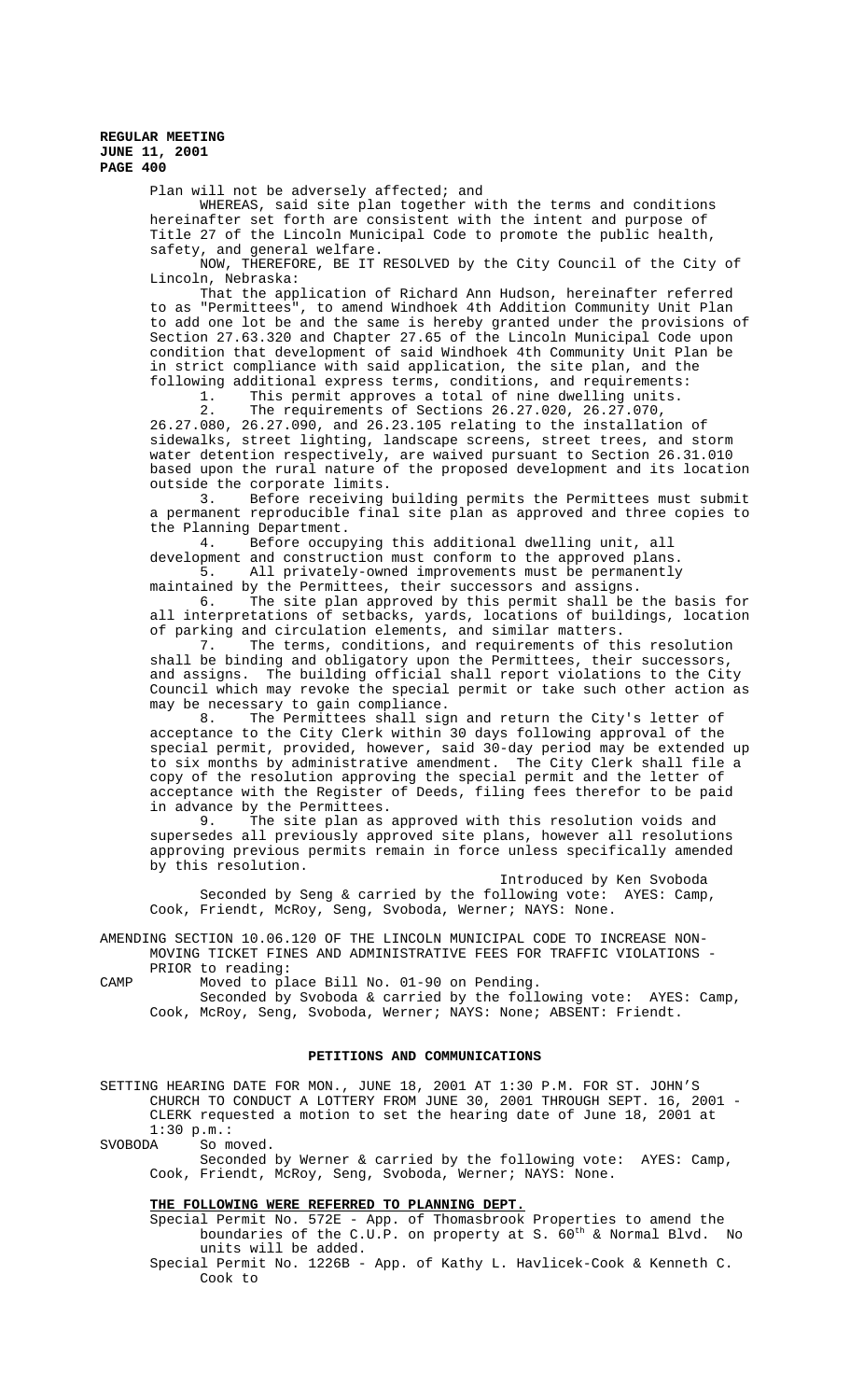Plan will not be adversely affected; and

WHEREAS, said site plan together with the terms and conditions hereinafter set forth are consistent with the intent and purpose of Title 27 of the Lincoln Municipal Code to promote the public health, safety, and general welfare.

NOW, THEREFORE, BE IT RESOLVED by the City Council of the City of Lincoln, Nebraska:

That the application of Richard Ann Hudson, hereinafter referred to as "Permittees", to amend Windhoek 4th Addition Community Unit Plan to add one lot be and the same is hereby granted under the provisions of Section 27.63.320 and Chapter 27.65 of the Lincoln Municipal Code upon condition that development of said Windhoek 4th Community Unit Plan be in strict compliance with said application, the site plan, and the following additional express terms, conditions, and requirements:

1. This permit approves a total of nine dwelling units.
2. The requirements of Sections 26.27.020, 26.27.070, 26.27.080, 26.27.090, and 26.23.105 relating to the installation of sidewalks, street lighting, landscape screens, street trees, and storm water detention respectively, are waived pursuant to Section 26.31.010 based upon the rural nature of the proposed development and its location outside the corporate limits.
3. Before receiving building permits the Permittees must submit a permanent reproducible final site plan as approved and three copies to the Planning Department.
4. Before occupying this additional dwelling unit, all development and construction must conform to the approved plans.
5. All privately-owned improvements must be permanently maintained by the Permittees, their successors and assigns.
6. The site plan approved by this permit shall be the basis for all interpretations of setbacks, yards, locations of buildings, location of parking and circulation elements, and similar matters.
7. The terms, conditions, and requirements of this resolution shall be binding and obligatory upon the Permittees, their successors, and assigns. The building official shall report violations to the City Council which may revoke the special permit or take such other action as may be necessary to gain compliance.
8. The Permittees shall sign and return the City's letter of acceptance to the City Clerk within 30 days following approval of the special permit, provided, however, said 30-day period may be extended up to six months by administrative amendment. The City Clerk shall file a copy of the resolution approving the special permit and the letter of acceptance with the Register of Deeds, filing fees therefor to be paid in advance by the Permittees.
9. The site plan as approved with this resolution voids and supersedes all previously approved site plans, however all resolutions approving previous permits remain in force unless specifically amended by this resolution.

Introduced by Ken Svoboda

Seconded by Seng & carried by the following vote: AYES: Camp, Cook, Friendt, McRoy, Seng, Svoboda, Werner; NAYS: None.

AMENDING SECTION 10.06.120 OF THE LINCOLN MUNICIPAL CODE TO INCREASE NON-MOVING TICKET FINES AND ADMINISTRATIVE FEES FOR TRAFFIC VIOLATIONS - PRIOR to reading:

CAMP Moved to place Bill No. 01-90 on Pending.

Seconded by Svoboda & carried by the following vote: AYES: Camp, Cook, McRoy, Seng, Svoboda, Werner; NAYS: None; ABSENT: Friendt.

## PETITIONS AND COMMUNICATIONS

SETTING HEARING DATE FOR MON., JUNE 18, 2001 AT 1:30 P.M. FOR ST. JOHN'S CHURCH TO CONDUCT A LOTTERY FROM JUNE 30, 2001 THROUGH SEPT. 16, 2001 - CLERK requested a motion to set the hearing date of June 18, 2001 at 1:30 p.m.:

SVOBODA So moved.

Seconded by Werner & carried by the following vote: AYES: Camp, Cook, Friendt, McRoy, Seng, Svoboda, Werner; NAYS: None.

**THE FOLLOWING WERE REFERRED TO PLANNING DEPT.**

Special Permit No. 572E - App. of Thomasbrook Properties to amend the boundaries of the C.U.P. on property at S. 60th & Normal Blvd. No units will be added.

Special Permit No. 1226B - App. of Kathy L. Havlicek-Cook & Kenneth C. Cook to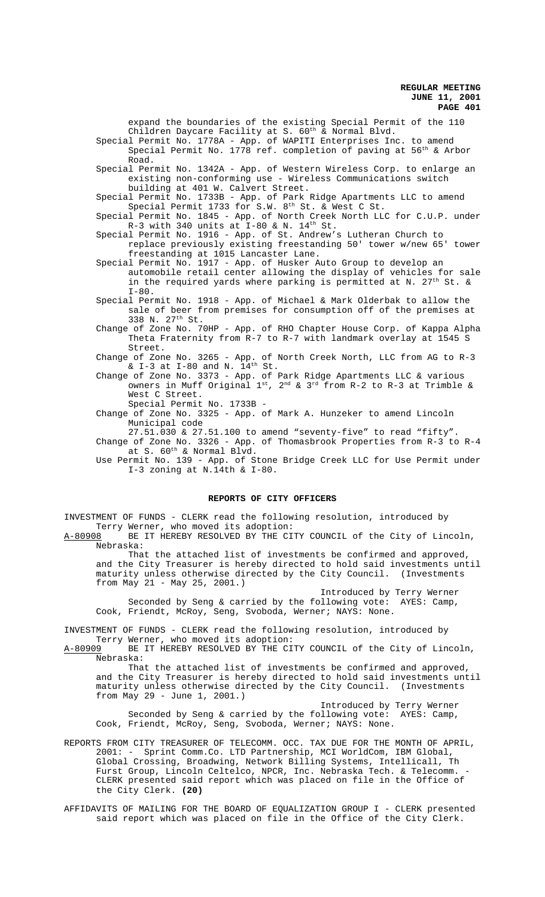expand the boundaries of the existing Special Permit of the 110 Children Daycare Facility at S. 60th & Normal Blvd.

Special Permit No. 1778A - App. of WAPITI Enterprises Inc. to amend Special Permit No. 1778 ref. completion of paving at 56th & Arbor Road.

Special Permit No. 1342A - App. of Western Wireless Corp. to enlarge an existing non-conforming use - Wireless Communications switch building at 401 W. Calvert Street.

Special Permit No. 1733B - App. of Park Ridge Apartments LLC to amend Special Permit 1733 for S.W. 8th St. & West C St.

Special Permit No. 1845 - App. of North Creek North LLC for C.U.P. under R-3 with 340 units at I-80 & N. 14th St.

Special Permit No. 1916 - App. of St. Andrew's Lutheran Church to replace previously existing freestanding 50' tower w/new 65' tower freestanding at 1015 Lancaster Lane.

Special Permit No. 1917 - App. of Husker Auto Group to develop an automobile retail center allowing the display of vehicles for sale in the required yards where parking is permitted at N. 27th St. & I-80.

Special Permit No. 1918 - App. of Michael & Mark Olderbak to allow the sale of beer from premises for consumption off of the premises at 338 N. 27th St.

Change of Zone No. 70HP - App. of RHO Chapter House Corp. of Kappa Alpha Theta Fraternity from R-7 to R-7 with landmark overlay at 1545 S Street.

Change of Zone No. 3265 - App. of North Creek North, LLC from AG to R-3 & I-3 at I-80 and N. 14th St.

Change of Zone No. 3373 - App. of Park Ridge Apartments LLC & various owners in Muff Original 1st, 2nd & 3rd from R-2 to R-3 at Trimble & West C Street.
Special Permit No. 1733B -

Change of Zone No. 3325 - App. of Mark A. Hunzeker to amend Lincoln Municipal code
27.51.030 & 27.51.100 to amend "seventy-five" to read "fifty".

Change of Zone No. 3326 - App. of Thomasbrook Properties from R-3 to R-4 at S. 60th & Normal Blvd.

Use Permit No. 139 - App. of Stone Bridge Creek LLC for Use Permit under I-3 zoning at N.14th & I-80.

## REPORTS OF CITY OFFICERS

INVESTMENT OF FUNDS - CLERK read the following resolution, introduced by Terry Werner, who moved its adoption:

A-80908 BE IT HEREBY RESOLVED BY THE CITY COUNCIL of the City of Lincoln, Nebraska:

That the attached list of investments be confirmed and approved, and the City Treasurer is hereby directed to hold said investments until maturity unless otherwise directed by the City Council. (Investments from May 21 - May 25, 2001.)

Introduced by Terry Werner

Seconded by Seng & carried by the following vote: AYES: Camp, Cook, Friendt, McRoy, Seng, Svoboda, Werner; NAYS: None.

INVESTMENT OF FUNDS - CLERK read the following resolution, introduced by Terry Werner, who moved its adoption:

A-80909 BE IT HEREBY RESOLVED BY THE CITY COUNCIL of the City of Lincoln, Nebraska:

That the attached list of investments be confirmed and approved, and the City Treasurer is hereby directed to hold said investments until maturity unless otherwise directed by the City Council. (Investments from May 29 - June 1, 2001.)

Introduced by Terry Werner

Seconded by Seng & carried by the following vote: AYES: Camp, Cook, Friendt, McRoy, Seng, Svoboda, Werner; NAYS: None.

REPORTS FROM CITY TREASURER OF TELECOMM. OCC. TAX DUE FOR THE MONTH OF APRIL, 2001: - Sprint Comm.Co. LTD Partnership, MCI WorldCom, IBM Global, Global Crossing, Broadwing, Network Billing Systems, Intellicall, Th Furst Group, Lincoln Celtelco, NPCR, Inc. Nebraska Tech. & Telecomm. - CLERK presented said report which was placed on file in the Office of the City Clerk. **(20)**

AFFIDAVITS OF MAILING FOR THE BOARD OF EQUALIZATION GROUP I - CLERK presented said report which was placed on file in the Office of the City Clerk.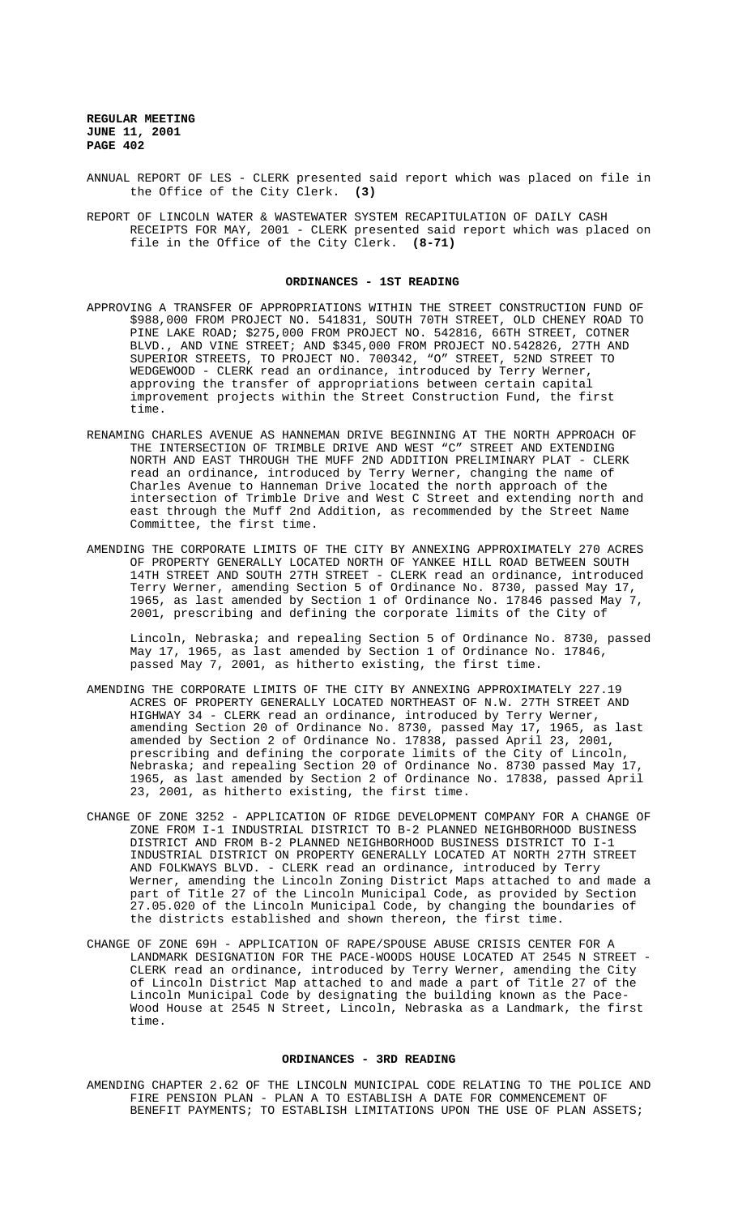ANNUAL REPORT OF LES - CLERK presented said report which was placed on file in the Office of the City Clerk. **(3)**

REPORT OF LINCOLN WATER & WASTEWATER SYSTEM RECAPITULATION OF DAILY CASH RECEIPTS FOR MAY, 2001 - CLERK presented said report which was placed on file in the Office of the City Clerk. **(8-71)**

## ORDINANCES - 1ST READING

APPROVING A TRANSFER OF APPROPRIATIONS WITHIN THE STREET CONSTRUCTION FUND OF $988,000 FROM PROJECT NO. 541831, SOUTH 70TH STREET, OLD CHENEY ROAD TO PINE LAKE ROAD; $275,000 FROM PROJECT NO. 542816, 66TH STREET, COTNER BLVD., AND VINE STREET; AND $345,000 FROM PROJECT NO.542826, 27TH AND SUPERIOR STREETS, TO PROJECT NO. 700342, "O" STREET, 52ND STREET TO WEDGEWOOD - CLERK read an ordinance, introduced by Terry Werner, approving the transfer of appropriations between certain capital improvement projects within the Street Construction Fund, the first time.

RENAMING CHARLES AVENUE AS HANNEMAN DRIVE BEGINNING AT THE NORTH APPROACH OF THE INTERSECTION OF TRIMBLE DRIVE AND WEST "C" STREET AND EXTENDING NORTH AND EAST THROUGH THE MUFF 2ND ADDITION PRELIMINARY PLAT - CLERK read an ordinance, introduced by Terry Werner, changing the name of Charles Avenue to Hanneman Drive located the north approach of the intersection of Trimble Drive and West C Street and extending north and east through the Muff 2nd Addition, as recommended by the Street Name Committee, the first time.

AMENDING THE CORPORATE LIMITS OF THE CITY BY ANNEXING APPROXIMATELY 270 ACRES OF PROPERTY GENERALLY LOCATED NORTH OF YANKEE HILL ROAD BETWEEN SOUTH 14TH STREET AND SOUTH 27TH STREET - CLERK read an ordinance, introduced Terry Werner, amending Section 5 of Ordinance No. 8730, passed May 17, 1965, as last amended by Section 1 of Ordinance No. 17846 passed May 7, 2001, prescribing and defining the corporate limits of the City of Lincoln, Nebraska; and repealing Section 5 of Ordinance No. 8730, passed May 17, 1965, as last amended by Section 1 of Ordinance No. 17846, passed May 7, 2001, as hitherto existing, the first time.

AMENDING THE CORPORATE LIMITS OF THE CITY BY ANNEXING APPROXIMATELY 227.19 ACRES OF PROPERTY GENERALLY LOCATED NORTHEAST OF N.W. 27TH STREET AND HIGHWAY 34 - CLERK read an ordinance, introduced by Terry Werner, amending Section 20 of Ordinance No. 8730, passed May 17, 1965, as last amended by Section 2 of Ordinance No. 17838, passed April 23, 2001, prescribing and defining the corporate limits of the City of Lincoln, Nebraska; and repealing Section 20 of Ordinance No. 8730 passed May 17, 1965, as last amended by Section 2 of Ordinance No. 17838, passed April 23, 2001, as hitherto existing, the first time.

CHANGE OF ZONE 3252 - APPLICATION OF RIDGE DEVELOPMENT COMPANY FOR A CHANGE OF ZONE FROM I-1 INDUSTRIAL DISTRICT TO B-2 PLANNED NEIGHBORHOOD BUSINESS DISTRICT AND FROM B-2 PLANNED NEIGHBORHOOD BUSINESS DISTRICT TO I-1 INDUSTRIAL DISTRICT ON PROPERTY GENERALLY LOCATED AT NORTH 27TH STREET AND FOLKWAYS BLVD. - CLERK read an ordinance, introduced by Terry Werner, amending the Lincoln Zoning District Maps attached to and made a part of Title 27 of the Lincoln Municipal Code, as provided by Section 27.05.020 of the Lincoln Municipal Code, by changing the boundaries of the districts established and shown thereon, the first time.

CHANGE OF ZONE 69H - APPLICATION OF RAPE/SPOUSE ABUSE CRISIS CENTER FOR A LANDMARK DESIGNATION FOR THE PACE-WOODS HOUSE LOCATED AT 2545 N STREET - CLERK read an ordinance, introduced by Terry Werner, amending the City of Lincoln District Map attached to and made a part of Title 27 of the Lincoln Municipal Code by designating the building known as the Pace-Wood House at 2545 N Street, Lincoln, Nebraska as a Landmark, the first time.

## ORDINANCES - 3RD READING

AMENDING CHAPTER 2.62 OF THE LINCOLN MUNICIPAL CODE RELATING TO THE POLICE AND FIRE PENSION PLAN - PLAN A TO ESTABLISH A DATE FOR COMMENCEMENT OF BENEFIT PAYMENTS; TO ESTABLISH LIMITATIONS UPON THE USE OF PLAN ASSETS;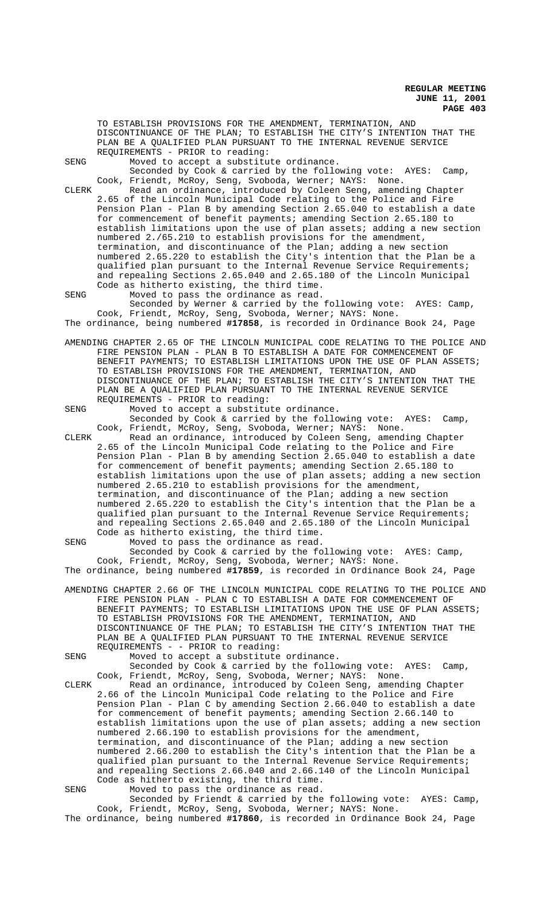TO ESTABLISH PROVISIONS FOR THE AMENDMENT, TERMINATION, AND DISCONTINUANCE OF THE PLAN; TO ESTABLISH THE CITY'S INTENTION THAT THE PLAN BE A QUALIFIED PLAN PURSUANT TO THE INTERNAL REVENUE SERVICE REQUIREMENTS - PRIOR to reading:

SENG Moved to accept a substitute ordinance.

Seconded by Cook & carried by the following vote: AYES: Camp, Cook, Friendt, McRoy, Seng, Svoboda, Werner; NAYS: None.

CLERK Read an ordinance, introduced by Coleen Seng, amending Chapter 2.65 of the Lincoln Municipal Code relating to the Police and Fire Pension Plan - Plan B by amending Section 2.65.040 to establish a date for commencement of benefit payments; amending Section 2.65.180 to establish limitations upon the use of plan assets; adding a new section numbered 2./65.210 to establish provisions for the amendment, termination, and discontinuance of the Plan; adding a new section numbered 2.65.220 to establish the City's intention that the Plan be a qualified plan pursuant to the Internal Revenue Service Requirements; and repealing Sections 2.65.040 and 2.65.180 of the Lincoln Municipal Code as hitherto existing, the third time.

SENG Moved to pass the ordinance as read.

Seconded by Werner & carried by the following vote: AYES: Camp, Cook, Friendt, McRoy, Seng, Svoboda, Werner; NAYS: None.

The ordinance, being numbered **#17858**, is recorded in Ordinance Book 24, Page

AMENDING CHAPTER 2.65 OF THE LINCOLN MUNICIPAL CODE RELATING TO THE POLICE AND FIRE PENSION PLAN - PLAN B TO ESTABLISH A DATE FOR COMMENCEMENT OF BENEFIT PAYMENTS; TO ESTABLISH LIMITATIONS UPON THE USE OF PLAN ASSETS; TO ESTABLISH PROVISIONS FOR THE AMENDMENT, TERMINATION, AND DISCONTINUANCE OF THE PLAN; TO ESTABLISH THE CITY'S INTENTION THAT THE PLAN BE A QUALIFIED PLAN PURSUANT TO THE INTERNAL REVENUE SERVICE REQUIREMENTS - PRIOR to reading:

SENG Moved to accept a substitute ordinance.

Seconded by Cook & carried by the following vote: AYES: Camp, Cook, Friendt, McRoy, Seng, Svoboda, Werner; NAYS: None.

CLERK Read an ordinance, introduced by Coleen Seng, amending Chapter 2.65 of the Lincoln Municipal Code relating to the Police and Fire Pension Plan - Plan B by amending Section 2.65.040 to establish a date for commencement of benefit payments; amending Section 2.65.180 to establish limitations upon the use of plan assets; adding a new section numbered 2.65.210 to establish provisions for the amendment, termination, and discontinuance of the Plan; adding a new section numbered 2.65.220 to establish the City's intention that the Plan be a qualified plan pursuant to the Internal Revenue Service Requirements; and repealing Sections 2.65.040 and 2.65.180 of the Lincoln Municipal Code as hitherto existing, the third time.

SENG Moved to pass the ordinance as read.

Seconded by Cook & carried by the following vote: AYES: Camp, Cook, Friendt, McRoy, Seng, Svoboda, Werner; NAYS: None.

The ordinance, being numbered **#17859**, is recorded in Ordinance Book 24, Page

AMENDING CHAPTER 2.66 OF THE LINCOLN MUNICIPAL CODE RELATING TO THE POLICE AND FIRE PENSION PLAN - PLAN C TO ESTABLISH A DATE FOR COMMENCEMENT OF BENEFIT PAYMENTS; TO ESTABLISH LIMITATIONS UPON THE USE OF PLAN ASSETS; TO ESTABLISH PROVISIONS FOR THE AMENDMENT, TERMINATION, AND DISCONTINUANCE OF THE PLAN; TO ESTABLISH THE CITY'S INTENTION THAT THE PLAN BE A QUALIFIED PLAN PURSUANT TO THE INTERNAL REVENUE SERVICE REQUIREMENTS - - PRIOR to reading:

SENG Moved to accept a substitute ordinance.

Seconded by Cook & carried by the following vote: AYES: Camp, Cook, Friendt, McRoy, Seng, Svoboda, Werner; NAYS: None.

CLERK Read an ordinance, introduced by Coleen Seng, amending Chapter 2.66 of the Lincoln Municipal Code relating to the Police and Fire Pension Plan - Plan C by amending Section 2.66.040 to establish a date for commencement of benefit payments; amending Section 2.66.140 to establish limitations upon the use of plan assets; adding a new section numbered 2.66.190 to establish provisions for the amendment, termination, and discontinuance of the Plan; adding a new section numbered 2.66.200 to establish the City's intention that the Plan be a qualified plan pursuant to the Internal Revenue Service Requirements; and repealing Sections 2.66.040 and 2.66.140 of the Lincoln Municipal Code as hitherto existing, the third time.

SENG Moved to pass the ordinance as read.

Seconded by Friendt & carried by the following vote: AYES: Camp, Cook, Friendt, McRoy, Seng, Svoboda, Werner; NAYS: None.

The ordinance, being numbered **#17860**, is recorded in Ordinance Book 24, Page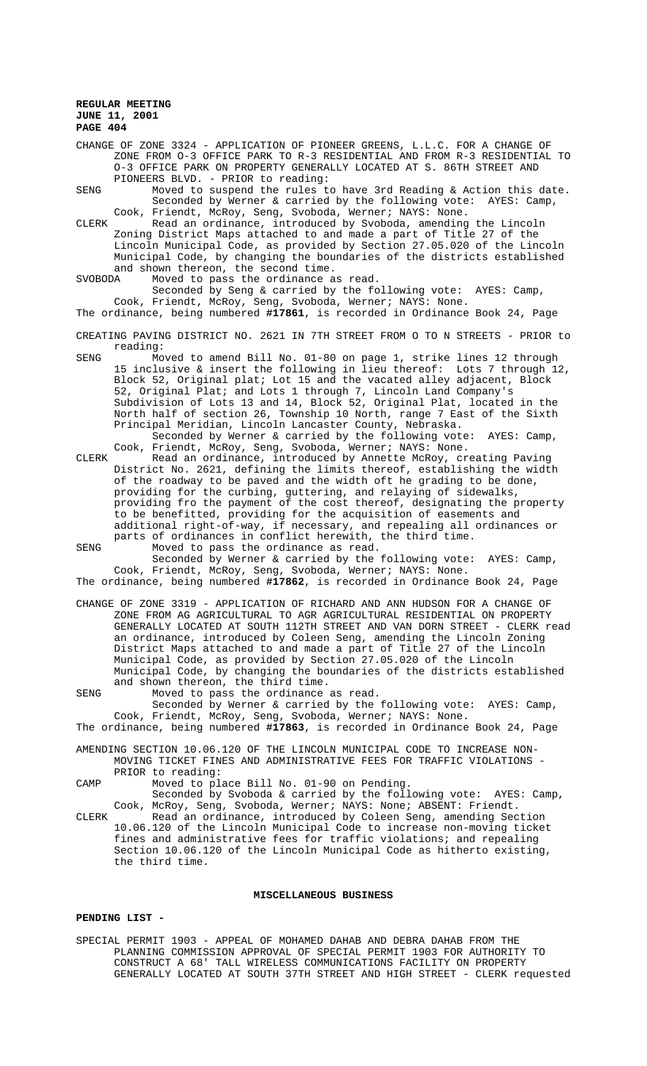CHANGE OF ZONE 3324 - APPLICATION OF PIONEER GREENS, L.L.C. FOR A CHANGE OF ZONE FROM O-3 OFFICE PARK TO R-3 RESIDENTIAL AND FROM R-3 RESIDENTIAL TO O-3 OFFICE PARK ON PROPERTY GENERALLY LOCATED AT S. 86TH STREET AND PIONEERS BLVD. - PRIOR to reading:

SENG Moved to suspend the rules to have 3rd Reading & Action this date. Seconded by Werner & carried by the following vote: AYES: Camp, Cook, Friendt, McRoy, Seng, Svoboda, Werner; NAYS: None.

CLERK Read an ordinance, introduced by Svoboda, amending the Lincoln Zoning District Maps attached to and made a part of Title 27 of the Lincoln Municipal Code, as provided by Section 27.05.020 of the Lincoln Municipal Code, by changing the boundaries of the districts established and shown thereon, the second time.

SVOBODA Moved to pass the ordinance as read. Seconded by Seng & carried by the following vote: AYES: Camp, Cook, Friendt, McRoy, Seng, Svoboda, Werner; NAYS: None.

The ordinance, being numbered **#17861**, is recorded in Ordinance Book 24, Page

CREATING PAVING DISTRICT NO. 2621 IN 7TH STREET FROM O TO N STREETS - PRIOR to reading:

SENG Moved to amend Bill No. 01-80 on page 1, strike lines 12 through 15 inclusive & insert the following in lieu thereof: Lots 7 through 12, Block 52, Original plat; Lot 15 and the vacated alley adjacent, Block 52, Original Plat; and Lots 1 through 7, Lincoln Land Company's Subdivision of Lots 13 and 14, Block 52, Original Plat, located in the North half of section 26, Township 10 North, range 7 East of the Sixth Principal Meridian, Lincoln Lancaster County, Nebraska. Seconded by Werner & carried by the following vote: AYES: Camp, Cook, Friendt, McRoy, Seng, Svoboda, Werner; NAYS: None.

CLERK Read an ordinance, introduced by Annette McRoy, creating Paving District No. 2621, defining the limits thereof, establishing the width of the roadway to be paved and the width oft he grading to be done, providing for the curbing, guttering, and relaying of sidewalks, providing fro the payment of the cost thereof, designating the property to be benefitted, providing for the acquisition of easements and additional right-of-way, if necessary, and repealing all ordinances or parts of ordinances in conflict herewith, the third time.

SENG Moved to pass the ordinance as read. Seconded by Werner & carried by the following vote: AYES: Camp, Cook, Friendt, McRoy, Seng, Svoboda, Werner; NAYS: None.

The ordinance, being numbered **#17862**, is recorded in Ordinance Book 24, Page

CHANGE OF ZONE 3319 - APPLICATION OF RICHARD AND ANN HUDSON FOR A CHANGE OF ZONE FROM AG AGRICULTURAL TO AGR AGRICULTURAL RESIDENTIAL ON PROPERTY GENERALLY LOCATED AT SOUTH 112TH STREET AND VAN DORN STREET - CLERK read an ordinance, introduced by Coleen Seng, amending the Lincoln Zoning District Maps attached to and made a part of Title 27 of the Lincoln Municipal Code, as provided by Section 27.05.020 of the Lincoln Municipal Code, by changing the boundaries of the districts established and shown thereon, the third time.

SENG Moved to pass the ordinance as read. Seconded by Werner & carried by the following vote: AYES: Camp, Cook, Friendt, McRoy, Seng, Svoboda, Werner; NAYS: None.

The ordinance, being numbered **#17863**, is recorded in Ordinance Book 24, Page

AMENDING SECTION 10.06.120 OF THE LINCOLN MUNICIPAL CODE TO INCREASE NON-MOVING TICKET FINES AND ADMINISTRATIVE FEES FOR TRAFFIC VIOLATIONS - PRIOR to reading:

CAMP Moved to place Bill No. 01-90 on Pending. Seconded by Svoboda & carried by the following vote: AYES: Camp, Cook, McRoy, Seng, Svoboda, Werner; NAYS: None; ABSENT: Friendt.

CLERK Read an ordinance, introduced by Coleen Seng, amending Section 10.06.120 of the Lincoln Municipal Code to increase non-moving ticket fines and administrative fees for traffic violations; and repealing Section 10.06.120 of the Lincoln Municipal Code as hitherto existing, the third time.

## MISCELLANEOUS BUSINESS

**PENDING LIST -**

SPECIAL PERMIT 1903 - APPEAL OF MOHAMED DAHAB AND DEBRA DAHAB FROM THE PLANNING COMMISSION APPROVAL OF SPECIAL PERMIT 1903 FOR AUTHORITY TO CONSTRUCT A 68' TALL WIRELESS COMMUNICATIONS FACILITY ON PROPERTY GENERALLY LOCATED AT SOUTH 37TH STREET AND HIGH STREET - CLERK requested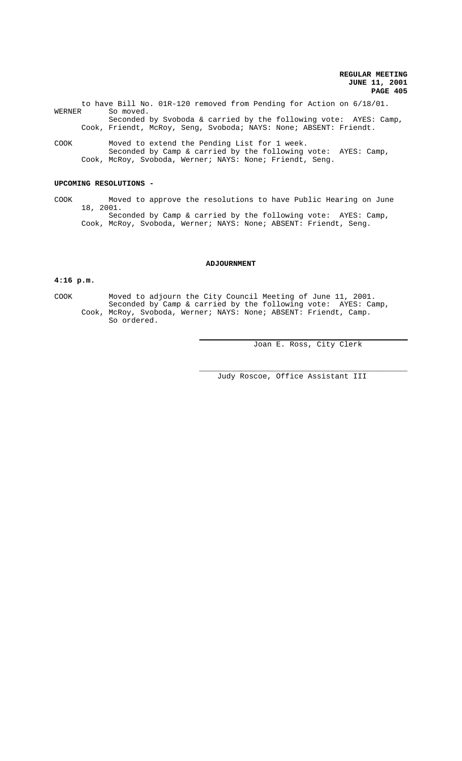to have Bill No. 01R-120 removed from Pending for Action on 6/18/01.

WERNER So moved.
Seconded by Svoboda & carried by the following vote: AYES: Camp, Cook, Friendt, McRoy, Seng, Svoboda; NAYS: None; ABSENT: Friendt.

COOK Moved to extend the Pending List for 1 week.
Seconded by Camp & carried by the following vote: AYES: Camp, Cook, McRoy, Svoboda, Werner; NAYS: None; Friendt, Seng.

**UPCOMING RESOLUTIONS -**

COOK Moved to approve the resolutions to have Public Hearing on June 18, 2001.
Seconded by Camp & carried by the following vote: AYES: Camp, Cook, McRoy, Svoboda, Werner; NAYS: None; ABSENT: Friendt, Seng.

**ADJOURNMENT**

**4:16 p.m.**

COOK Moved to adjourn the City Council Meeting of June 11, 2001.
Seconded by Camp & carried by the following vote: AYES: Camp, Cook, McRoy, Svoboda, Werner; NAYS: None; ABSENT: Friendt, Camp.
So ordered.

Joan E. Ross, City Clerk

Judy Roscoe, Office Assistant III